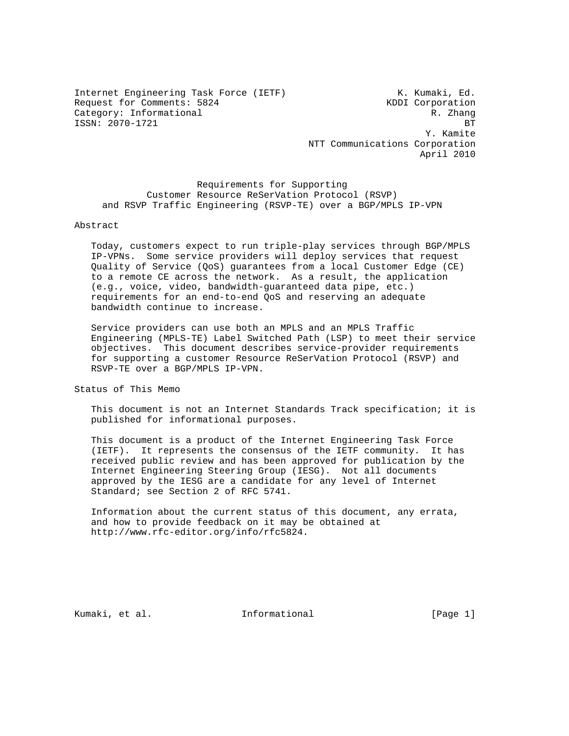Internet Engineering Task Force (IETF) K. Kumaki, Ed.
Request for Comments: 5824 KDDI Corporation
Category: Informational R. Zhang
ISSN: 2070-1721 BT
Y. Kamite
NTT Communications Corporation
April 2010

# Requirements for Supporting Customer Resource ReSerVation Protocol (RSVP) and RSVP Traffic Engineering (RSVP-TE) over a BGP/MPLS IP-VPN

## Abstract

Today, customers expect to run triple-play services through BGP/MPLS IP-VPNs. Some service providers will deploy services that request Quality of Service (QoS) guarantees from a local Customer Edge (CE) to a remote CE across the network. As a result, the application (e.g., voice, video, bandwidth-guaranteed data pipe, etc.) requirements for an end-to-end QoS and reserving an adequate bandwidth continue to increase.

Service providers can use both an MPLS and an MPLS Traffic Engineering (MPLS-TE) Label Switched Path (LSP) to meet their service objectives. This document describes service-provider requirements for supporting a customer Resource ReSerVation Protocol (RSVP) and RSVP-TE over a BGP/MPLS IP-VPN.

## Status of This Memo

This document is not an Internet Standards Track specification; it is published for informational purposes.

This document is a product of the Internet Engineering Task Force (IETF). It represents the consensus of the IETF community. It has received public review and has been approved for publication by the Internet Engineering Steering Group (IESG). Not all documents approved by the IESG are a candidate for any level of Internet Standard; see Section 2 of RFC 5741.

Information about the current status of this document, any errata, and how to provide feedback on it may be obtained at http://www.rfc-editor.org/info/rfc5824.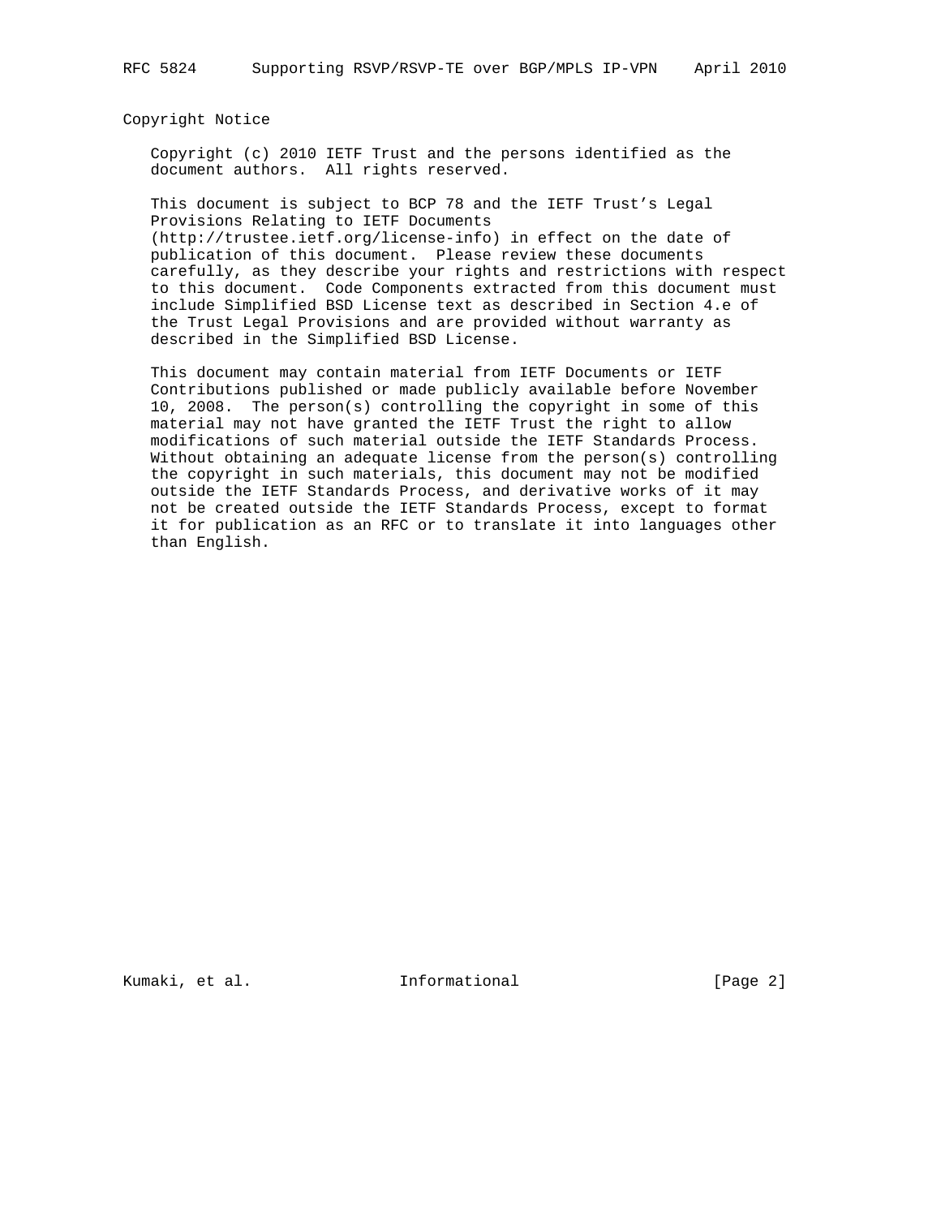## Copyright Notice

Copyright (c) 2010 IETF Trust and the persons identified as the document authors. All rights reserved.

This document is subject to BCP 78 and the IETF Trust's Legal Provisions Relating to IETF Documents (http://trustee.ietf.org/license-info) in effect on the date of publication of this document. Please review these documents carefully, as they describe your rights and restrictions with respect to this document. Code Components extracted from this document must include Simplified BSD License text as described in Section 4.e of the Trust Legal Provisions and are provided without warranty as described in the Simplified BSD License.

This document may contain material from IETF Documents or IETF Contributions published or made publicly available before November 10, 2008. The person(s) controlling the copyright in some of this material may not have granted the IETF Trust the right to allow modifications of such material outside the IETF Standards Process. Without obtaining an adequate license from the person(s) controlling the copyright in such materials, this document may not be modified outside the IETF Standards Process, and derivative works of it may not be created outside the IETF Standards Process, except to format it for publication as an RFC or to translate it into languages other than English.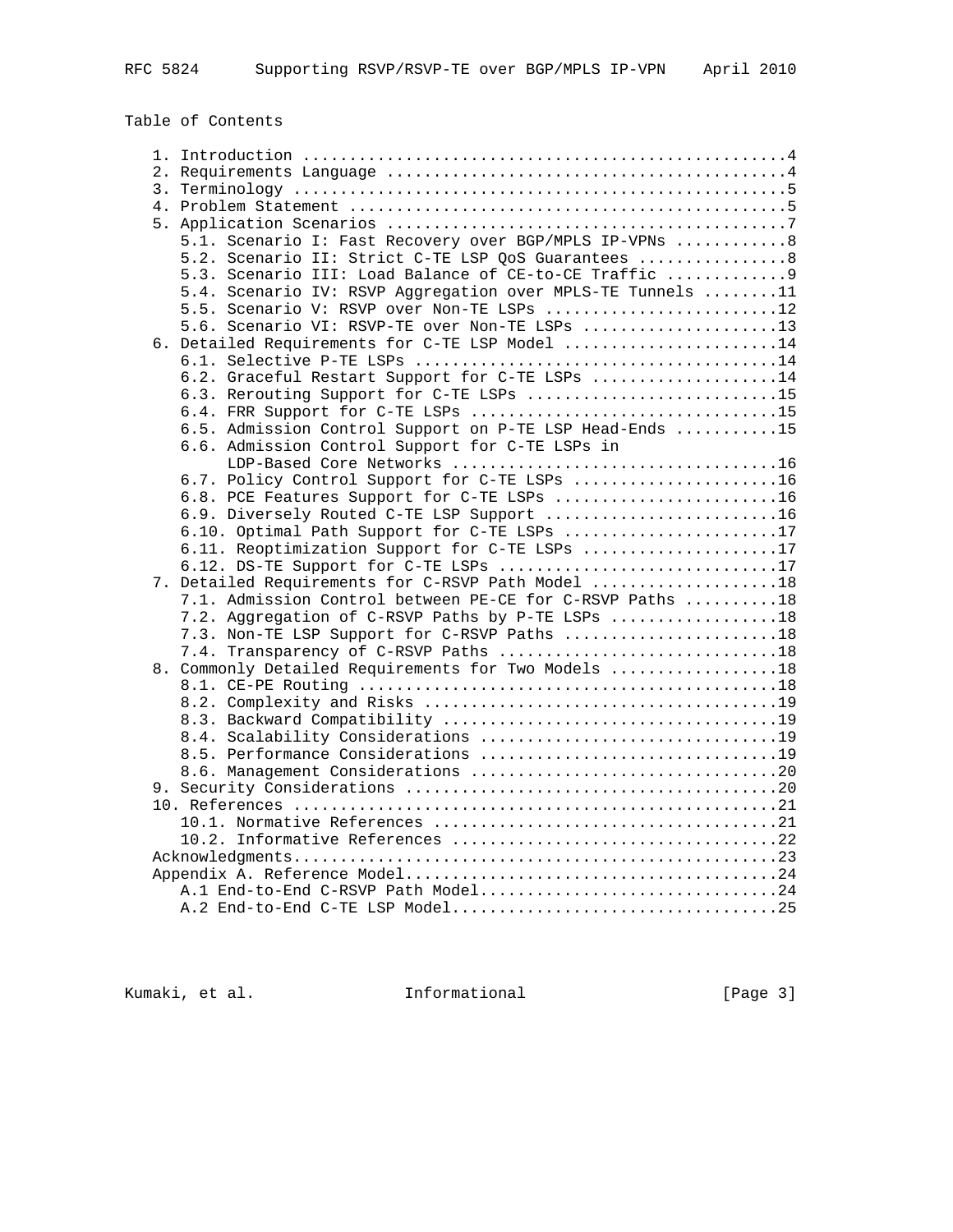## Table of Contents

```
   1. Introduction ....................................................4
   2. Requirements Language ...........................................4
   3. Terminology .....................................................5
   4. Problem Statement ...............................................5
   5. Application Scenarios ...........................................7
      5.1. Scenario I: Fast Recovery over BGP/MPLS IP-VPNs ............8
      5.2. Scenario II: Strict C-TE LSP QoS Guarantees ................8
      5.3. Scenario III: Load Balance of CE-to-CE Traffic .............9
      5.4. Scenario IV: RSVP Aggregation over MPLS-TE Tunnels ........11
      5.5. Scenario V: RSVP over Non-TE LSPs .........................12
      5.6. Scenario VI: RSVP-TE over Non-TE LSPs .....................13
   6. Detailed Requirements for C-TE LSP Model .......................14
      6.1. Selective P-TE LSPs .......................................14
      6.2. Graceful Restart Support for C-TE LSPs ....................14
      6.3. Rerouting Support for C-TE LSPs ...........................15
      6.4. FRR Support for C-TE LSPs .................................15
      6.5. Admission Control Support on P-TE LSP Head-Ends ...........15
      6.6. Admission Control Support for C-TE LSPs in
           LDP-Based Core Networks ...................................16
      6.7. Policy Control Support for C-TE LSPs ......................16
      6.8. PCE Features Support for C-TE LSPs ........................16
      6.9. Diversely Routed C-TE LSP Support .........................16
      6.10. Optimal Path Support for C-TE LSPs .......................17
      6.11. Reoptimization Support for C-TE LSPs .....................17
      6.12. DS-TE Support for C-TE LSPs ..............................17
   7. Detailed Requirements for C-RSVP Path Model ....................18
      7.1. Admission Control between PE-CE for C-RSVP Paths ..........18
      7.2. Aggregation of C-RSVP Paths by P-TE LSPs ..................18
      7.3. Non-TE LSP Support for C-RSVP Paths .......................18
      7.4. Transparency of C-RSVP Paths ..............................18
   8. Commonly Detailed Requirements for Two Models ..................18
      8.1. CE-PE Routing .............................................18
      8.2. Complexity and Risks ......................................19
      8.3. Backward Compatibility ....................................19
      8.4. Scalability Considerations ................................19
      8.5. Performance Considerations ................................19
      8.6. Management Considerations .................................20
   9. Security Considerations ........................................20
   10. References ....................................................21
      10.1. Normative References .....................................21
      10.2. Informative References ...................................22
   Acknowledgments....................................................23
   Appendix A. Reference Model........................................24
      A.1 End-to-End C-RSVP Path Model................................24
      A.2 End-to-End C-TE LSP Model...................................25
```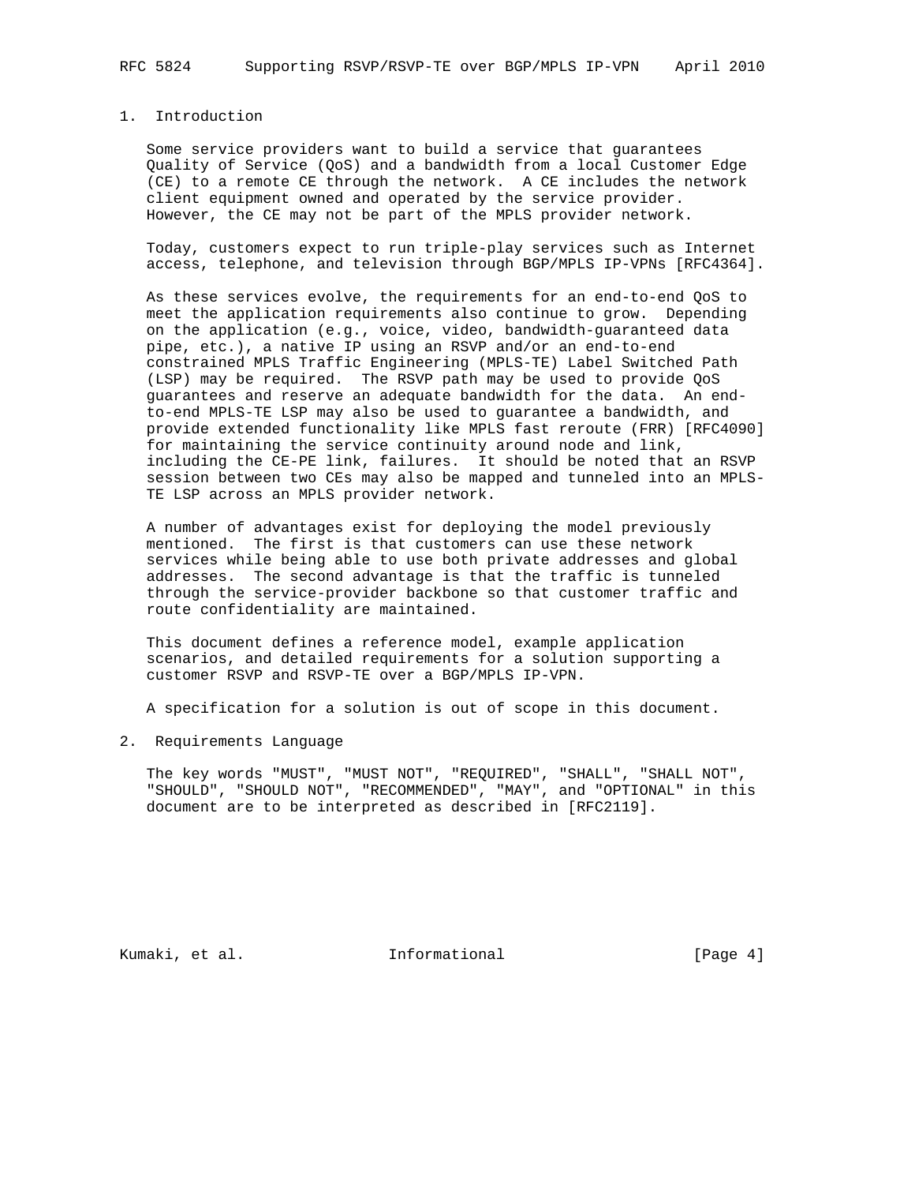## 1. Introduction

Some service providers want to build a service that guarantees Quality of Service (QoS) and a bandwidth from a local Customer Edge (CE) to a remote CE through the network. A CE includes the network client equipment owned and operated by the service provider. However, the CE may not be part of the MPLS provider network.

Today, customers expect to run triple-play services such as Internet access, telephone, and television through BGP/MPLS IP-VPNs [RFC4364].

As these services evolve, the requirements for an end-to-end QoS to meet the application requirements also continue to grow. Depending on the application (e.g., voice, video, bandwidth-guaranteed data pipe, etc.), a native IP using an RSVP and/or an end-to-end constrained MPLS Traffic Engineering (MPLS-TE) Label Switched Path (LSP) may be required. The RSVP path may be used to provide QoS guarantees and reserve an adequate bandwidth for the data. An end-to-end MPLS-TE LSP may also be used to guarantee a bandwidth, and provide extended functionality like MPLS fast reroute (FRR) [RFC4090] for maintaining the service continuity around node and link, including the CE-PE link, failures. It should be noted that an RSVP session between two CEs may also be mapped and tunneled into an MPLS-TE LSP across an MPLS provider network.

A number of advantages exist for deploying the model previously mentioned. The first is that customers can use these network services while being able to use both private addresses and global addresses. The second advantage is that the traffic is tunneled through the service-provider backbone so that customer traffic and route confidentiality are maintained.

This document defines a reference model, example application scenarios, and detailed requirements for a solution supporting a customer RSVP and RSVP-TE over a BGP/MPLS IP-VPN.

A specification for a solution is out of scope in this document.

## 2. Requirements Language

The key words "MUST", "MUST NOT", "REQUIRED", "SHALL", "SHALL NOT", "SHOULD", "SHOULD NOT", "RECOMMENDED", "MAY", and "OPTIONAL" in this document are to be interpreted as described in [RFC2119].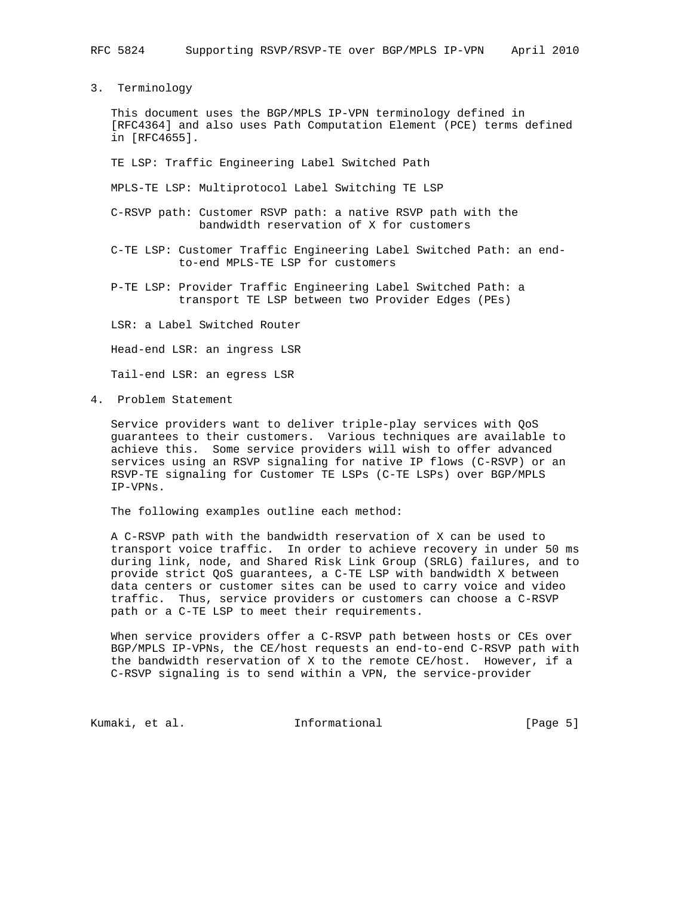## 3. Terminology

This document uses the BGP/MPLS IP-VPN terminology defined in [RFC4364] and also uses Path Computation Element (PCE) terms defined in [RFC4655].

TE LSP: Traffic Engineering Label Switched Path

MPLS-TE LSP: Multiprotocol Label Switching TE LSP

C-RSVP path: Customer RSVP path: a native RSVP path with the bandwidth reservation of X for customers

C-TE LSP: Customer Traffic Engineering Label Switched Path: an end-to-end MPLS-TE LSP for customers

P-TE LSP: Provider Traffic Engineering Label Switched Path: a transport TE LSP between two Provider Edges (PEs)

LSR: a Label Switched Router

Head-end LSR: an ingress LSR

Tail-end LSR: an egress LSR

## 4. Problem Statement

Service providers want to deliver triple-play services with QoS guarantees to their customers. Various techniques are available to achieve this. Some service providers will wish to offer advanced services using an RSVP signaling for native IP flows (C-RSVP) or an RSVP-TE signaling for Customer TE LSPs (C-TE LSPs) over BGP/MPLS IP-VPNs.

The following examples outline each method:

A C-RSVP path with the bandwidth reservation of X can be used to transport voice traffic. In order to achieve recovery in under 50 ms during link, node, and Shared Risk Link Group (SRLG) failures, and to provide strict QoS guarantees, a C-TE LSP with bandwidth X between data centers or customer sites can be used to carry voice and video traffic. Thus, service providers or customers can choose a C-RSVP path or a C-TE LSP to meet their requirements.

When service providers offer a C-RSVP path between hosts or CEs over BGP/MPLS IP-VPNs, the CE/host requests an end-to-end C-RSVP path with the bandwidth reservation of X to the remote CE/host. However, if a C-RSVP signaling is to send within a VPN, the service-provider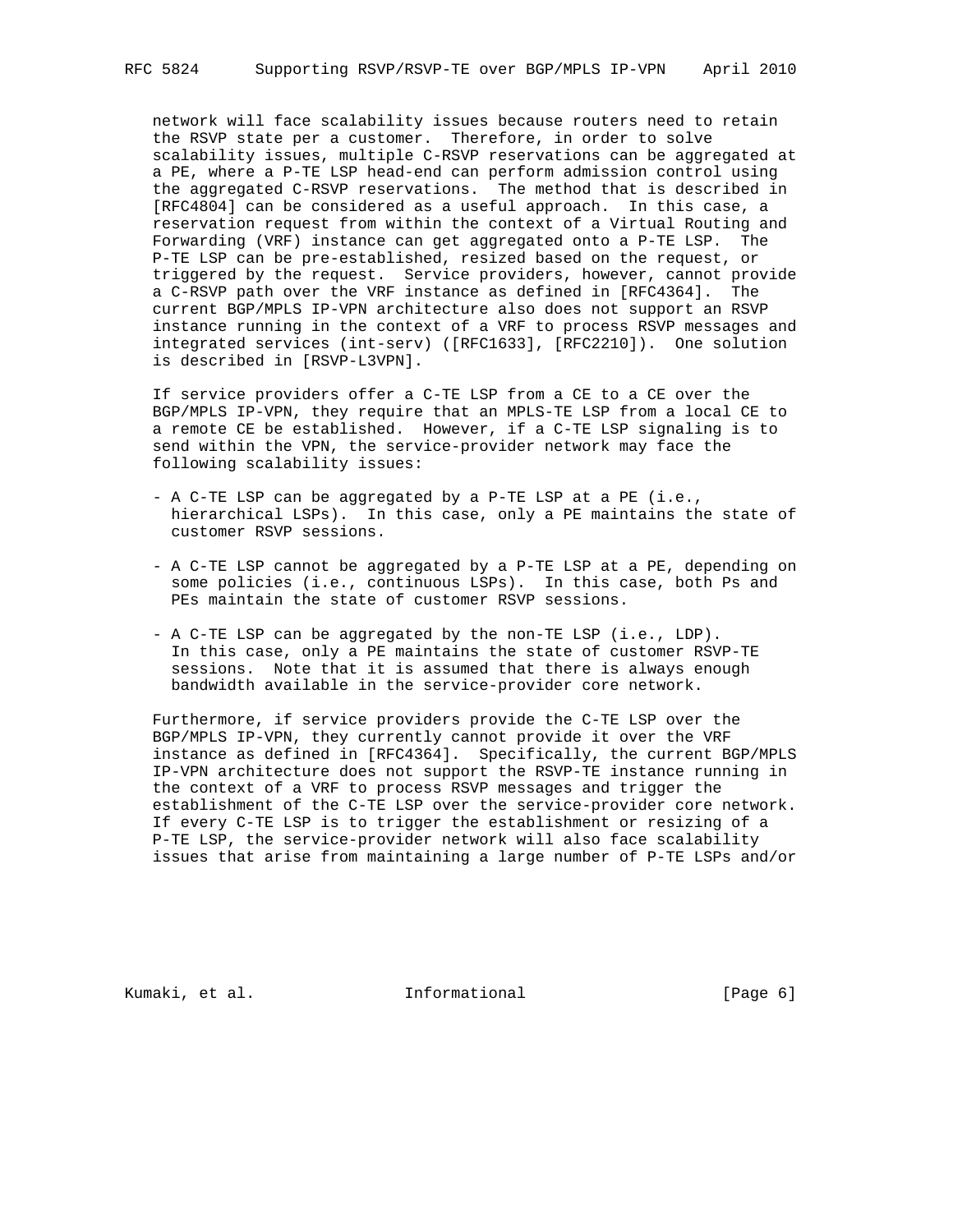network will face scalability issues because routers need to retain the RSVP state per a customer. Therefore, in order to solve scalability issues, multiple C-RSVP reservations can be aggregated at a PE, where a P-TE LSP head-end can perform admission control using the aggregated C-RSVP reservations. The method that is described in [RFC4804] can be considered as a useful approach. In this case, a reservation request from within the context of a Virtual Routing and Forwarding (VRF) instance can get aggregated onto a P-TE LSP. The P-TE LSP can be pre-established, resized based on the request, or triggered by the request. Service providers, however, cannot provide a C-RSVP path over the VRF instance as defined in [RFC4364]. The current BGP/MPLS IP-VPN architecture also does not support an RSVP instance running in the context of a VRF to process RSVP messages and integrated services (int-serv) ([RFC1633], [RFC2210]). One solution is described in [RSVP-L3VPN].

If service providers offer a C-TE LSP from a CE to a CE over the BGP/MPLS IP-VPN, they require that an MPLS-TE LSP from a local CE to a remote CE be established. However, if a C-TE LSP signaling is to send within the VPN, the service-provider network may face the following scalability issues:

- A C-TE LSP can be aggregated by a P-TE LSP at a PE (i.e., hierarchical LSPs). In this case, only a PE maintains the state of customer RSVP sessions.

- A C-TE LSP cannot be aggregated by a P-TE LSP at a PE, depending on some policies (i.e., continuous LSPs). In this case, both Ps and PEs maintain the state of customer RSVP sessions.

- A C-TE LSP can be aggregated by the non-TE LSP (i.e., LDP). In this case, only a PE maintains the state of customer RSVP-TE sessions. Note that it is assumed that there is always enough bandwidth available in the service-provider core network.

Furthermore, if service providers provide the C-TE LSP over the BGP/MPLS IP-VPN, they currently cannot provide it over the VRF instance as defined in [RFC4364]. Specifically, the current BGP/MPLS IP-VPN architecture does not support the RSVP-TE instance running in the context of a VRF to process RSVP messages and trigger the establishment of the C-TE LSP over the service-provider core network. If every C-TE LSP is to trigger the establishment or resizing of a P-TE LSP, the service-provider network will also face scalability issues that arise from maintaining a large number of P-TE LSPs and/or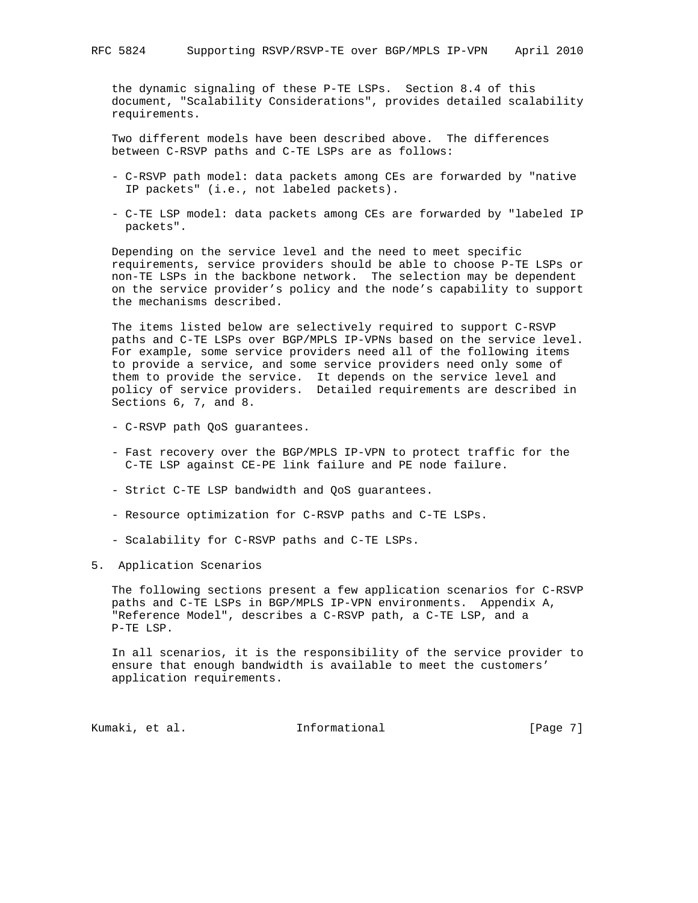the dynamic signaling of these P-TE LSPs. Section 8.4 of this document, "Scalability Considerations", provides detailed scalability requirements.

Two different models have been described above. The differences between C-RSVP paths and C-TE LSPs are as follows:

- C-RSVP path model: data packets among CEs are forwarded by "native IP packets" (i.e., not labeled packets).

- C-TE LSP model: data packets among CEs are forwarded by "labeled IP packets".

Depending on the service level and the need to meet specific requirements, service providers should be able to choose P-TE LSPs or non-TE LSPs in the backbone network. The selection may be dependent on the service provider's policy and the node's capability to support the mechanisms described.

The items listed below are selectively required to support C-RSVP paths and C-TE LSPs over BGP/MPLS IP-VPNs based on the service level. For example, some service providers need all of the following items to provide a service, and some service providers need only some of them to provide the service. It depends on the service level and policy of service providers. Detailed requirements are described in Sections 6, 7, and 8.

- C-RSVP path QoS guarantees.

- Fast recovery over the BGP/MPLS IP-VPN to protect traffic for the C-TE LSP against CE-PE link failure and PE node failure.

- Strict C-TE LSP bandwidth and QoS guarantees.

- Resource optimization for C-RSVP paths and C-TE LSPs.

- Scalability for C-RSVP paths and C-TE LSPs.

## 5. Application Scenarios

The following sections present a few application scenarios for C-RSVP paths and C-TE LSPs in BGP/MPLS IP-VPN environments. Appendix A, "Reference Model", describes a C-RSVP path, a C-TE LSP, and a P-TE LSP.

In all scenarios, it is the responsibility of the service provider to ensure that enough bandwidth is available to meet the customers' application requirements.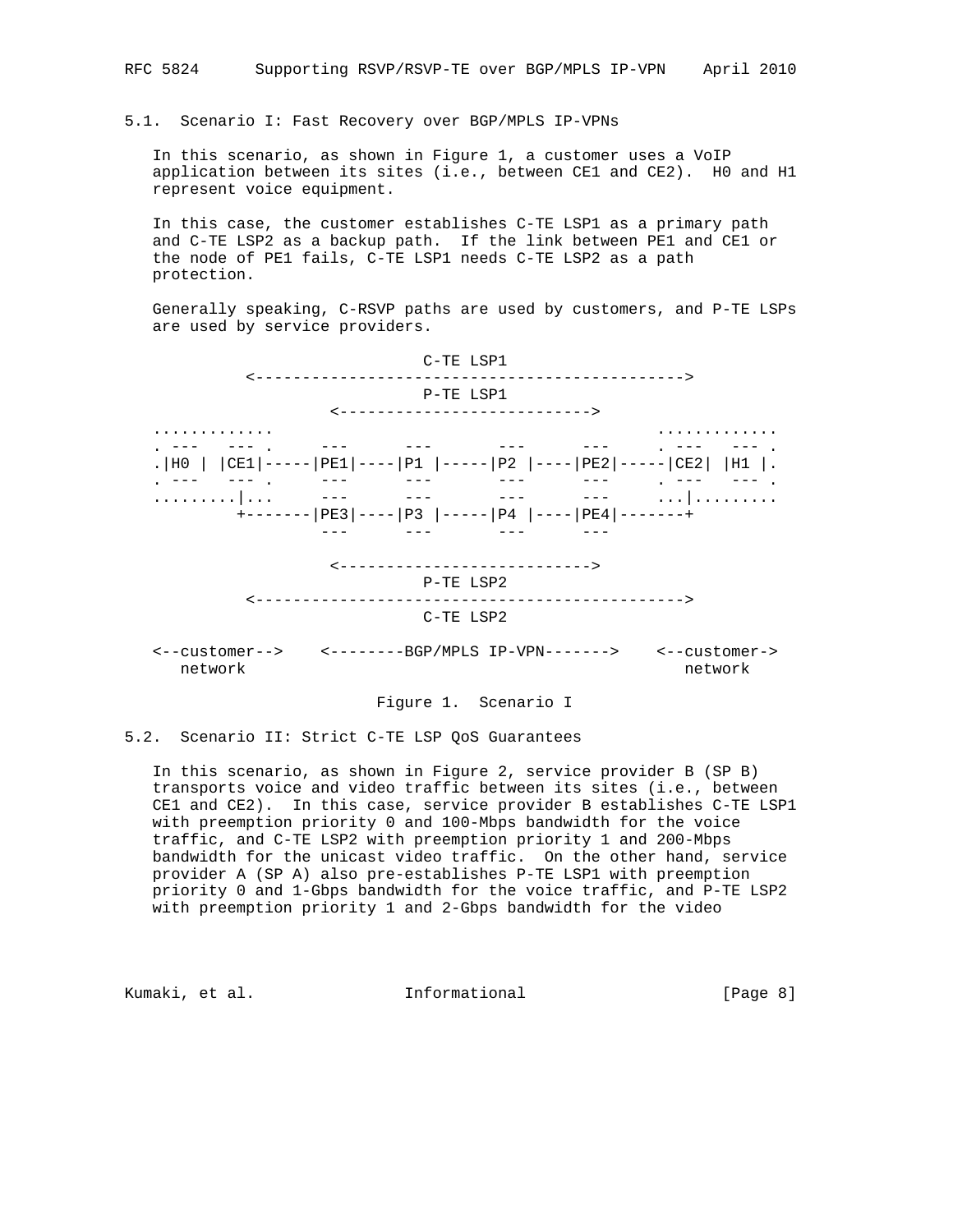### 5.1. Scenario I: Fast Recovery over BGP/MPLS IP-VPNs

In this scenario, as shown in Figure 1, a customer uses a VoIP application between its sites (i.e., between CE1 and CE2). H0 and H1 represent voice equipment.

In this case, the customer establishes C-TE LSP1 as a primary path and C-TE LSP2 as a backup path. If the link between PE1 and CE1 or the node of PE1 fails, C-TE LSP1 needs C-TE LSP2 as a path protection.

Generally speaking, C-RSVP paths are used by customers, and P-TE LSPs are used by service providers.

```
                            C-TE LSP1
         <---------------------------------------------->
                            P-TE LSP1
                  <--------------------------->
.............                                          .............
. ---   --- .     ---      ---       ---      ---      . ---   --- .
.|H0 | |CE1|-----|PE1|----|P1 |-----|P2 |----|PE2|-----|CE2| |H1 |.
. ---   --- .     ---      ---       ---      ---      . ---   --- .
.........|...     ---      ---       ---      ---      ...|.........
         +-------|PE3|----|P3 |-----|P4 |----|PE4|-------+
                  ---      ---       ---      ---

                  <--------------------------->
                            P-TE LSP2
         <---------------------------------------------->
                            C-TE LSP2

<--customer-->    <--------BGP/MPLS IP-VPN------->    <--customer->
   network                                              network
```

Figure 1. Scenario I

### 5.2. Scenario II: Strict C-TE LSP QoS Guarantees

In this scenario, as shown in Figure 2, service provider B (SP B) transports voice and video traffic between its sites (i.e., between CE1 and CE2). In this case, service provider B establishes C-TE LSP1 with preemption priority 0 and 100-Mbps bandwidth for the voice traffic, and C-TE LSP2 with preemption priority 1 and 200-Mbps bandwidth for the unicast video traffic. On the other hand, service provider A (SP A) also pre-establishes P-TE LSP1 with preemption priority 0 and 1-Gbps bandwidth for the voice traffic, and P-TE LSP2 with preemption priority 1 and 2-Gbps bandwidth for the video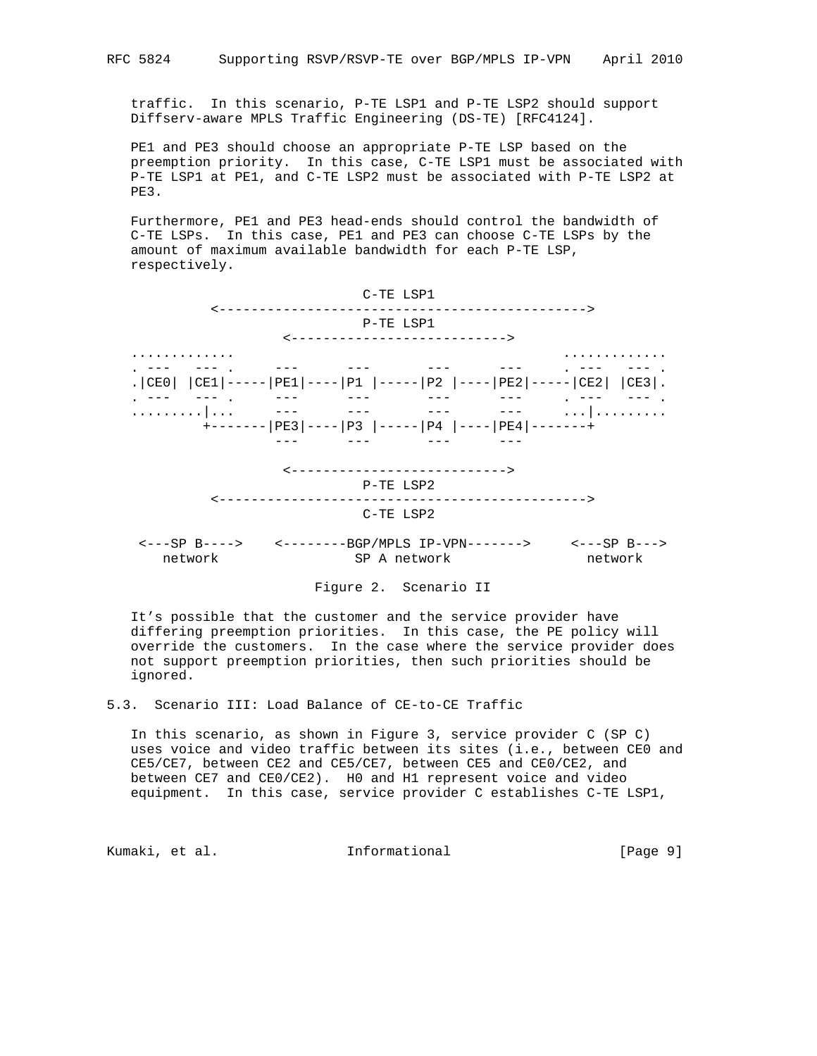traffic. In this scenario, P-TE LSP1 and P-TE LSP2 should support Diffserv-aware MPLS Traffic Engineering (DS-TE) [RFC4124].

PE1 and PE3 should choose an appropriate P-TE LSP based on the preemption priority. In this case, C-TE LSP1 must be associated with P-TE LSP1 at PE1, and C-TE LSP2 must be associated with P-TE LSP2 at PE3.

Furthermore, PE1 and PE3 head-ends should control the bandwidth of C-TE LSPs. In this case, PE1 and PE3 can choose C-TE LSPs by the amount of maximum available bandwidth for each P-TE LSP, respectively.

```
                            C-TE LSP1
         <---------------------------------------------->
                            P-TE LSP1
                  <--------------------------->
 ............                                      ............
 . ---   --- .     ---      ---       ---      ---     . ---   --- .
 .|CE0| |CE1|-----|PE1|----|P1 |-----|P2 |----|PE2|-----|CE2| |CE3|.
 . ---   --- .     ---      ---       ---      ---     . ---   --- .
 .........|...     ---      ---       ---      ---     ...|.........
          +-------|PE3|----|P3 |-----|P4 |----|PE4|-------+
                   ---      ---       ---      ---

                  <--------------------------->
                            P-TE LSP2
         <---------------------------------------------->
                            C-TE LSP2

  <---SP B---->   <--------BGP/MPLS IP-VPN------->    <---SP B--->
     network                SP A network                 network
```

Figure 2. Scenario II

It's possible that the customer and the service provider have differing preemption priorities. In this case, the PE policy will override the customers. In the case where the service provider does not support preemption priorities, then such priorities should be ignored.

### 5.3. Scenario III: Load Balance of CE-to-CE Traffic

In this scenario, as shown in Figure 3, service provider C (SP C) uses voice and video traffic between its sites (i.e., between CE0 and CE5/CE7, between CE2 and CE5/CE7, between CE5 and CE0/CE2, and between CE7 and CE0/CE2). H0 and H1 represent voice and video equipment. In this case, service provider C establishes C-TE LSP1,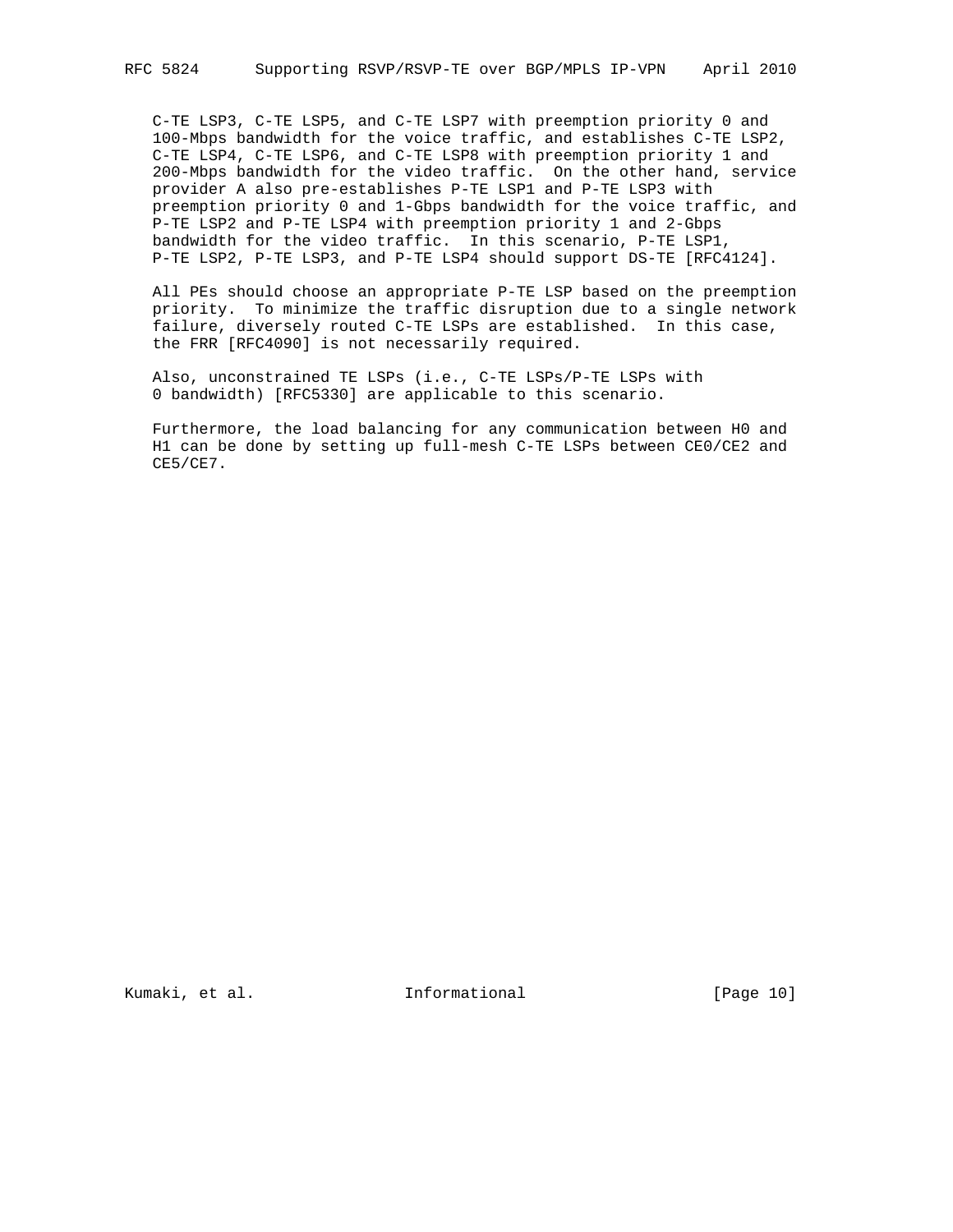C-TE LSP3, C-TE LSP5, and C-TE LSP7 with preemption priority 0 and 100-Mbps bandwidth for the voice traffic, and establishes C-TE LSP2, C-TE LSP4, C-TE LSP6, and C-TE LSP8 with preemption priority 1 and 200-Mbps bandwidth for the video traffic. On the other hand, service provider A also pre-establishes P-TE LSP1 and P-TE LSP3 with preemption priority 0 and 1-Gbps bandwidth for the voice traffic, and P-TE LSP2 and P-TE LSP4 with preemption priority 1 and 2-Gbps bandwidth for the video traffic. In this scenario, P-TE LSP1, P-TE LSP2, P-TE LSP3, and P-TE LSP4 should support DS-TE [RFC4124].

All PEs should choose an appropriate P-TE LSP based on the preemption priority. To minimize the traffic disruption due to a single network failure, diversely routed C-TE LSPs are established. In this case, the FRR [RFC4090] is not necessarily required.

Also, unconstrained TE LSPs (i.e., C-TE LSPs/P-TE LSPs with 0 bandwidth) [RFC5330] are applicable to this scenario.

Furthermore, the load balancing for any communication between H0 and H1 can be done by setting up full-mesh C-TE LSPs between CE0/CE2 and CE5/CE7.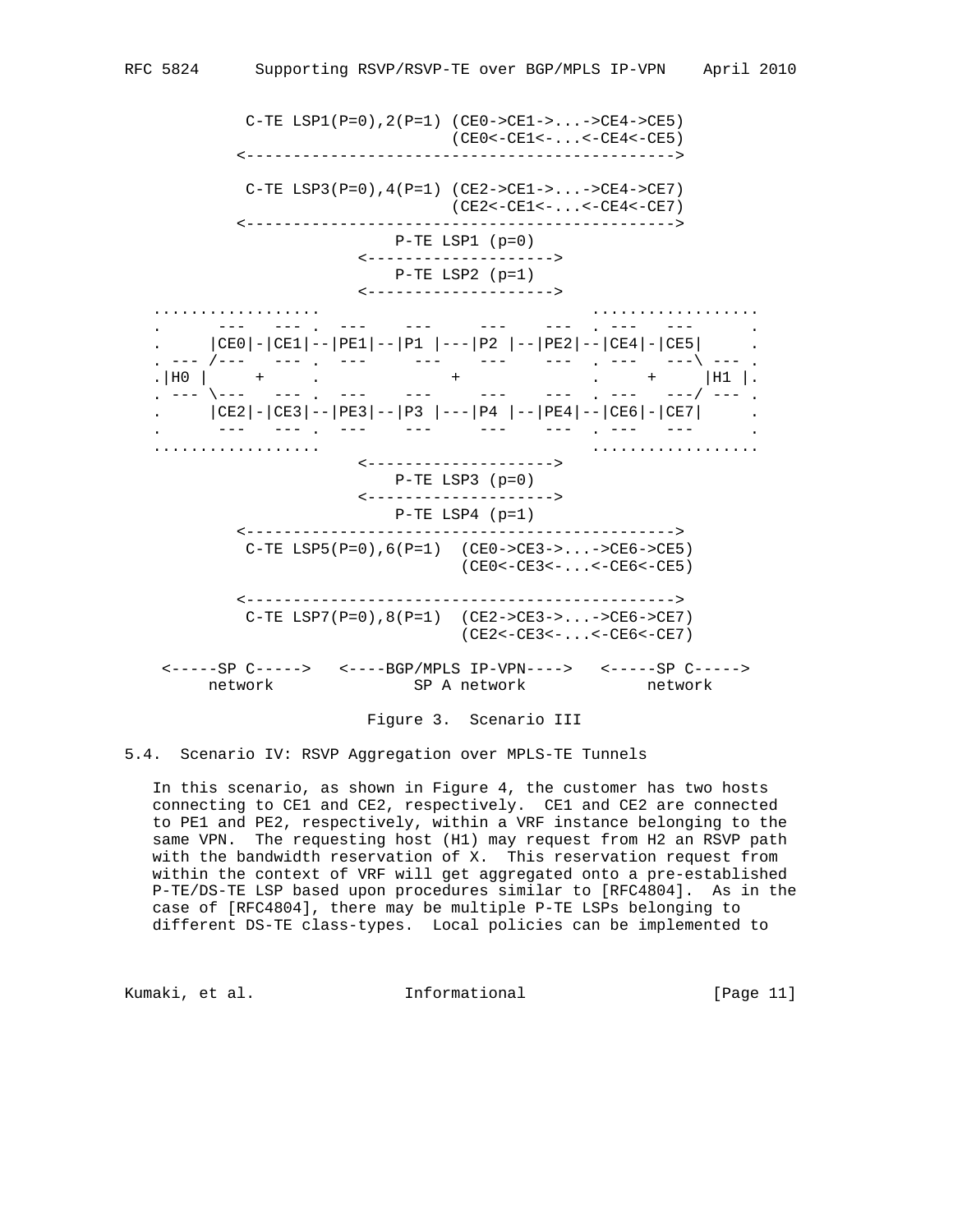```
            C-TE LSP1(P=0),2(P=1) (CE0->CE1->...->CE4->CE5)
                                  (CE0<-CE1<-...<-CE4<-CE5)
           <----------------------------------------------->

            C-TE LSP3(P=0),4(P=1) (CE2->CE1->...->CE4->CE7)
                                  (CE2<-CE1<-...<-CE4<-CE7)
           <----------------------------------------------->
                        P-TE LSP1 (p=0)
                    <-------------------->
                        P-TE LSP2 (p=1)
                    <-------------------->
   .................                             .................
   .      ---   --- .  ---    ---     ---    ---  . ---   ---      .
   .     |CE0|-|CE1|--|PE1|--|P1 |---|P2 |--|PE2|--|CE4|-|CE5|     .
   . --- /---   --- .  ---     ---     ---    ---  . ---   ---\ --- .
   .|H0 |     +     .             +              .     +     |H1 |.
   . --- \---   --- .  ---    ---     ---    ---  . ---   ---/ --- .
   .     |CE2|-|CE3|--|PE3|--|P3 |---|P4 |--|PE4|--|CE6|-|CE7|     .
   .      ---   --- .  ---    ---     ---    ---  . ---   ---      .
   .................                             .................
                    <-------------------->
                        P-TE LSP3 (p=0)
                    <-------------------->
                        P-TE LSP4 (p=1)
           <----------------------------------------------->
            C-TE LSP5(P=0),6(P=1)  (CE0->CE3->...->CE6->CE5)
                                   (CE0<-CE3<-...<-CE6<-CE5)

           <----------------------------------------------->
            C-TE LSP7(P=0),8(P=1)  (CE2->CE3->...->CE6->CE7)
                                   (CE2<-CE3<-...<-CE6<-CE7)

    <-----SP C----->   <----BGP/MPLS IP-VPN---->   <-----SP C----->
         network               SP A network             network
```

Figure 3. Scenario III

### 5.4. Scenario IV: RSVP Aggregation over MPLS-TE Tunnels

In this scenario, as shown in Figure 4, the customer has two hosts connecting to CE1 and CE2, respectively. CE1 and CE2 are connected to PE1 and PE2, respectively, within a VRF instance belonging to the same VPN. The requesting host (H1) may request from H2 an RSVP path with the bandwidth reservation of X. This reservation request from within the context of VRF will get aggregated onto a pre-established P-TE/DS-TE LSP based upon procedures similar to [RFC4804]. As in the case of [RFC4804], there may be multiple P-TE LSPs belonging to different DS-TE class-types. Local policies can be implemented to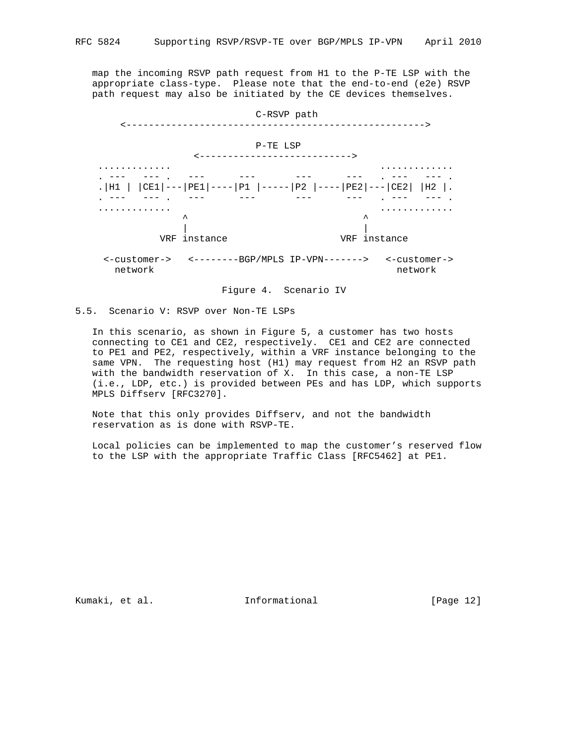map the incoming RSVP path request from H1 to the P-TE LSP with the appropriate class-type. Please note that the end-to-end (e2e) RSVP path request may also be initiated by the CE devices themselves.

```
                          C-RSVP path
       <----------------------------------------------------->

                          P-TE LSP
                   <--------------------------->
   ............                                  ............
   . ---   --- .   ---      ---       ---      ---   . ---   --- .
   .|H1 | |CE1|---|PE1|----|P1 |-----|P2 |----|PE2|---|CE2| |H2 |.
   . ---   --- .   ---      ---       ---      ---   . ---   --- .
   ............                                  ............
                ^                                ^
                |                                |
           VRF instance                     VRF instance

    <-customer->   <--------BGP/MPLS IP-VPN------->   <-customer->
      network                                          network
```

Figure 4. Scenario IV

## 5.5. Scenario V: RSVP over Non-TE LSPs

In this scenario, as shown in Figure 5, a customer has two hosts connecting to CE1 and CE2, respectively. CE1 and CE2 are connected to PE1 and PE2, respectively, within a VRF instance belonging to the same VPN. The requesting host (H1) may request from H2 an RSVP path with the bandwidth reservation of X. In this case, a non-TE LSP (i.e., LDP, etc.) is provided between PEs and has LDP, which supports MPLS Diffserv [RFC3270].

Note that this only provides Diffserv, and not the bandwidth reservation as is done with RSVP-TE.

Local policies can be implemented to map the customer's reserved flow to the LSP with the appropriate Traffic Class [RFC5462] at PE1.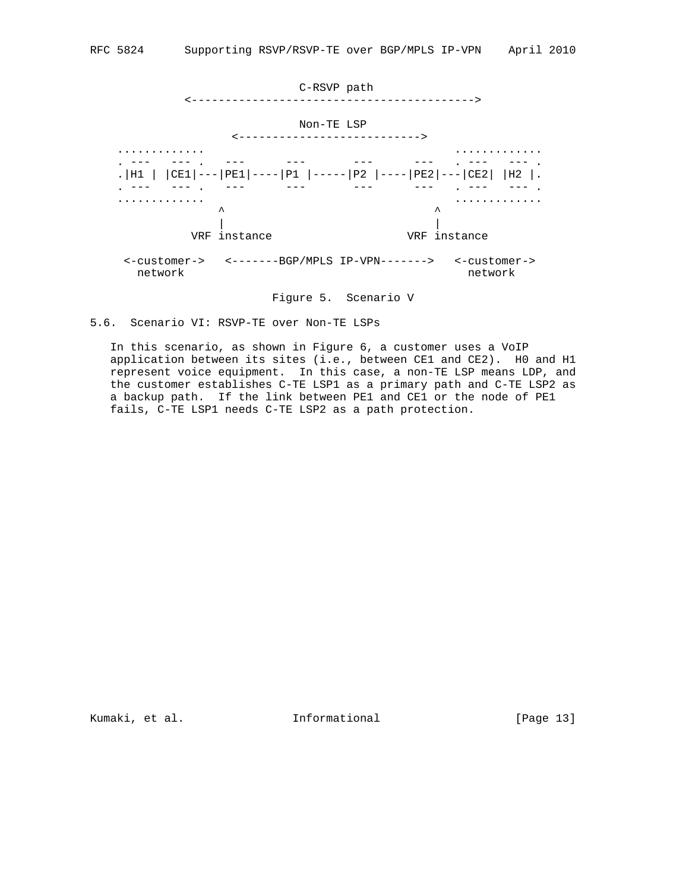```
                             C-RSVP path
             <------------------------------------------>

                             Non-TE LSP
                    <--------------------------->
   ............                                 ............
   . ---   --- .   ---      ---       ---      ---   . ---   --- .
   .|H1 | |CE1|---|PE1|----|P1 |-----|P2 |----|PE2|---|CE2| |H2 |.
   . ---   --- .   ---      ---       ---      ---   . ---   --- .
   ............                                 ............
                ^                              ^
                |                              |
            VRF instance                   VRF instance

    <-customer->   <-------BGP/MPLS IP-VPN------->   <-customer->
      network                                          network
```

Figure 5. Scenario V

### 5.6. Scenario VI: RSVP-TE over Non-TE LSPs

In this scenario, as shown in Figure 6, a customer uses a VoIP application between its sites (i.e., between CE1 and CE2). H0 and H1 represent voice equipment. In this case, a non-TE LSP means LDP, and the customer establishes C-TE LSP1 as a primary path and C-TE LSP2 as a backup path. If the link between PE1 and CE1 or the node of PE1 fails, C-TE LSP1 needs C-TE LSP2 as a path protection.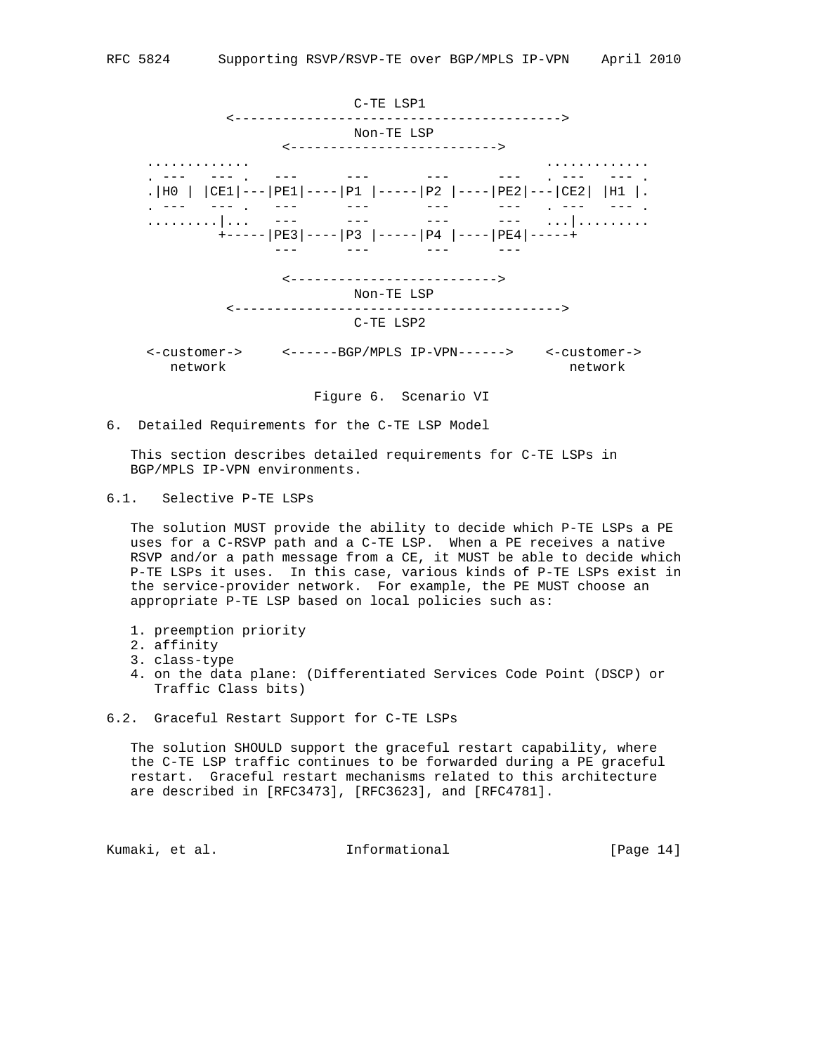```
                             C-TE LSP1
              <----------------------------------------->
                              Non-TE LSP
                     <-------------------------->
 ............                                          ............
 . ---   --- .   ---      ---       ---      ---   . ---   --- .
 .|H0 | |CE1|---|PE1|----|P1 |-----|P2 |----|PE2|---|CE2| |H1 |.
 . ---   --- .   ---      ---       ---      ---   . ---   --- .
 .........|...   ---      ---       ---      ---   ...|.........
          +-----|PE3|----|P3 |-----|P4 |----|PE4|-----+
                 ---      ---       ---      ---

                     <-------------------------->
                              Non-TE LSP
              <----------------------------------------->
                              C-TE LSP2

 <-customer->     <------BGP/MPLS IP-VPN------>    <-customer->
    network                                           network
```

Figure 6. Scenario VI

## 6. Detailed Requirements for the C-TE LSP Model

This section describes detailed requirements for C-TE LSPs in BGP/MPLS IP-VPN environments.

### 6.1. Selective P-TE LSPs

The solution MUST provide the ability to decide which P-TE LSPs a PE uses for a C-RSVP path and a C-TE LSP. When a PE receives a native RSVP and/or a path message from a CE, it MUST be able to decide which P-TE LSPs it uses. In this case, various kinds of P-TE LSPs exist in the service-provider network. For example, the PE MUST choose an appropriate P-TE LSP based on local policies such as:

1. preemption priority
2. affinity
3. class-type
4. on the data plane: (Differentiated Services Code Point (DSCP) or Traffic Class bits)

### 6.2. Graceful Restart Support for C-TE LSPs

The solution SHOULD support the graceful restart capability, where the C-TE LSP traffic continues to be forwarded during a PE graceful restart. Graceful restart mechanisms related to this architecture are described in [RFC3473], [RFC3623], and [RFC4781].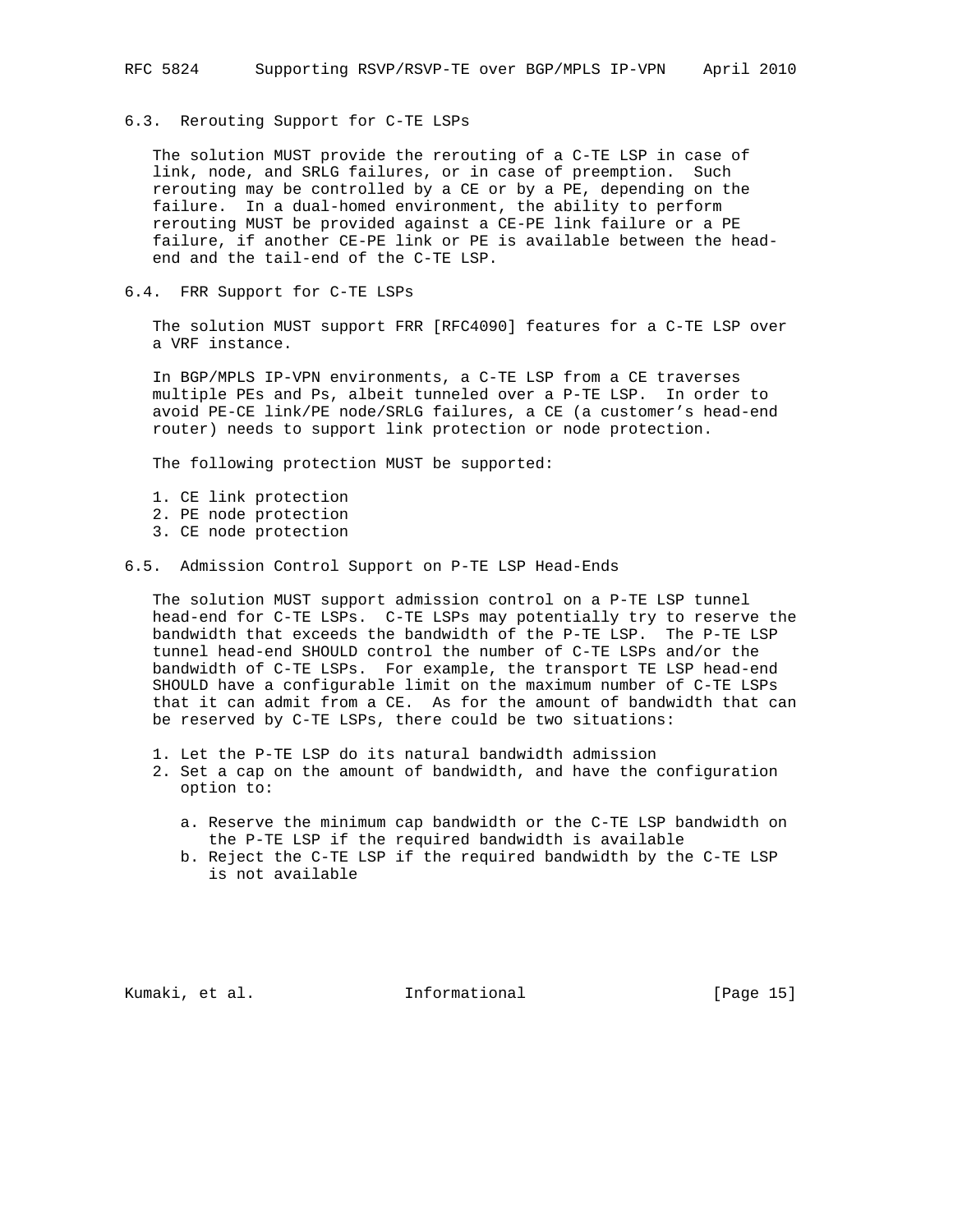### 6.3. Rerouting Support for C-TE LSPs

The solution MUST provide the rerouting of a C-TE LSP in case of link, node, and SRLG failures, or in case of preemption. Such rerouting may be controlled by a CE or by a PE, depending on the failure. In a dual-homed environment, the ability to perform rerouting MUST be provided against a CE-PE link failure or a PE failure, if another CE-PE link or PE is available between the head-end and the tail-end of the C-TE LSP.

### 6.4. FRR Support for C-TE LSPs

The solution MUST support FRR [RFC4090] features for a C-TE LSP over a VRF instance.

In BGP/MPLS IP-VPN environments, a C-TE LSP from a CE traverses multiple PEs and Ps, albeit tunneled over a P-TE LSP. In order to avoid PE-CE link/PE node/SRLG failures, a CE (a customer's head-end router) needs to support link protection or node protection.

The following protection MUST be supported:

1. CE link protection
2. PE node protection
3. CE node protection

### 6.5. Admission Control Support on P-TE LSP Head-Ends

The solution MUST support admission control on a P-TE LSP tunnel head-end for C-TE LSPs. C-TE LSPs may potentially try to reserve the bandwidth that exceeds the bandwidth of the P-TE LSP. The P-TE LSP tunnel head-end SHOULD control the number of C-TE LSPs and/or the bandwidth of C-TE LSPs. For example, the transport TE LSP head-end SHOULD have a configurable limit on the maximum number of C-TE LSPs that it can admit from a CE. As for the amount of bandwidth that can be reserved by C-TE LSPs, there could be two situations:

1. Let the P-TE LSP do its natural bandwidth admission
2. Set a cap on the amount of bandwidth, and have the configuration option to:

   a. Reserve the minimum cap bandwidth or the C-TE LSP bandwidth on the P-TE LSP if the required bandwidth is available

   b. Reject the C-TE LSP if the required bandwidth by the C-TE LSP is not available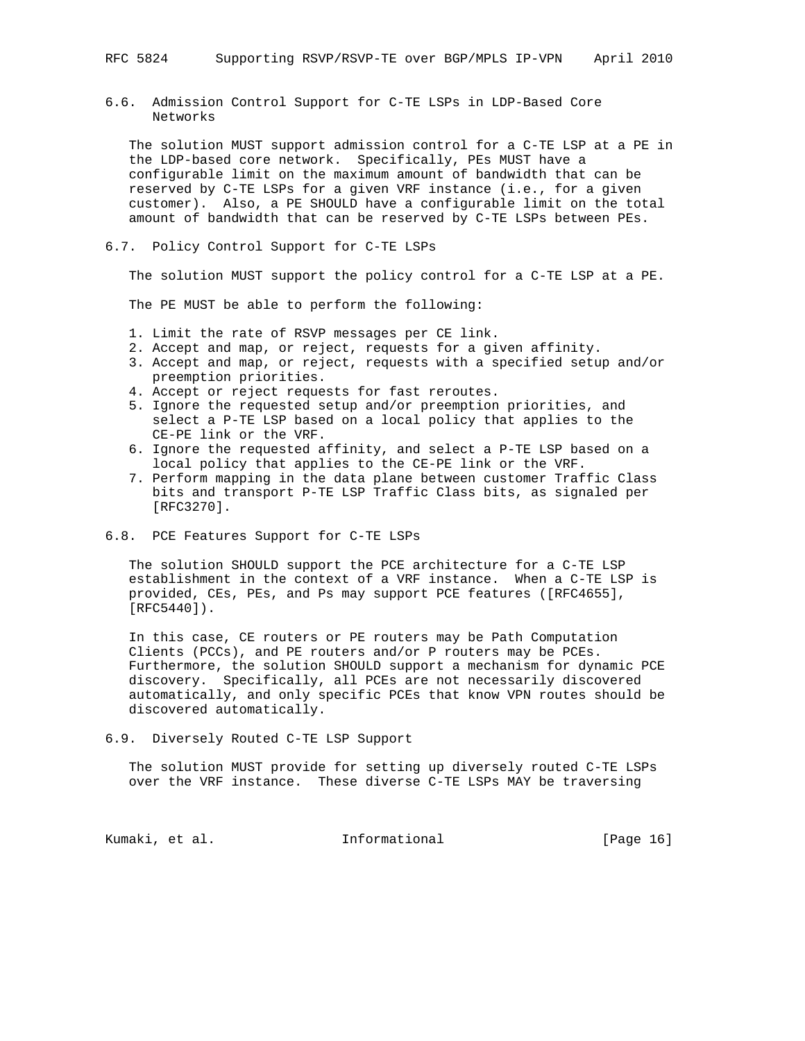### 6.6. Admission Control Support for C-TE LSPs in LDP-Based Core Networks

The solution MUST support admission control for a C-TE LSP at a PE in the LDP-based core network. Specifically, PEs MUST have a configurable limit on the maximum amount of bandwidth that can be reserved by C-TE LSPs for a given VRF instance (i.e., for a given customer). Also, a PE SHOULD have a configurable limit on the total amount of bandwidth that can be reserved by C-TE LSPs between PEs.

### 6.7. Policy Control Support for C-TE LSPs

The solution MUST support the policy control for a C-TE LSP at a PE.

The PE MUST be able to perform the following:

1. Limit the rate of RSVP messages per CE link.
2. Accept and map, or reject, requests for a given affinity.
3. Accept and map, or reject, requests with a specified setup and/or preemption priorities.
4. Accept or reject requests for fast reroutes.
5. Ignore the requested setup and/or preemption priorities, and select a P-TE LSP based on a local policy that applies to the CE-PE link or the VRF.
6. Ignore the requested affinity, and select a P-TE LSP based on a local policy that applies to the CE-PE link or the VRF.
7. Perform mapping in the data plane between customer Traffic Class bits and transport P-TE LSP Traffic Class bits, as signaled per [RFC3270].

### 6.8. PCE Features Support for C-TE LSPs

The solution SHOULD support the PCE architecture for a C-TE LSP establishment in the context of a VRF instance. When a C-TE LSP is provided, CEs, PEs, and Ps may support PCE features ([RFC4655], [RFC5440]).

In this case, CE routers or PE routers may be Path Computation Clients (PCCs), and PE routers and/or P routers may be PCEs. Furthermore, the solution SHOULD support a mechanism for dynamic PCE discovery. Specifically, all PCEs are not necessarily discovered automatically, and only specific PCEs that know VPN routes should be discovered automatically.

### 6.9. Diversely Routed C-TE LSP Support

The solution MUST provide for setting up diversely routed C-TE LSPs over the VRF instance. These diverse C-TE LSPs MAY be traversing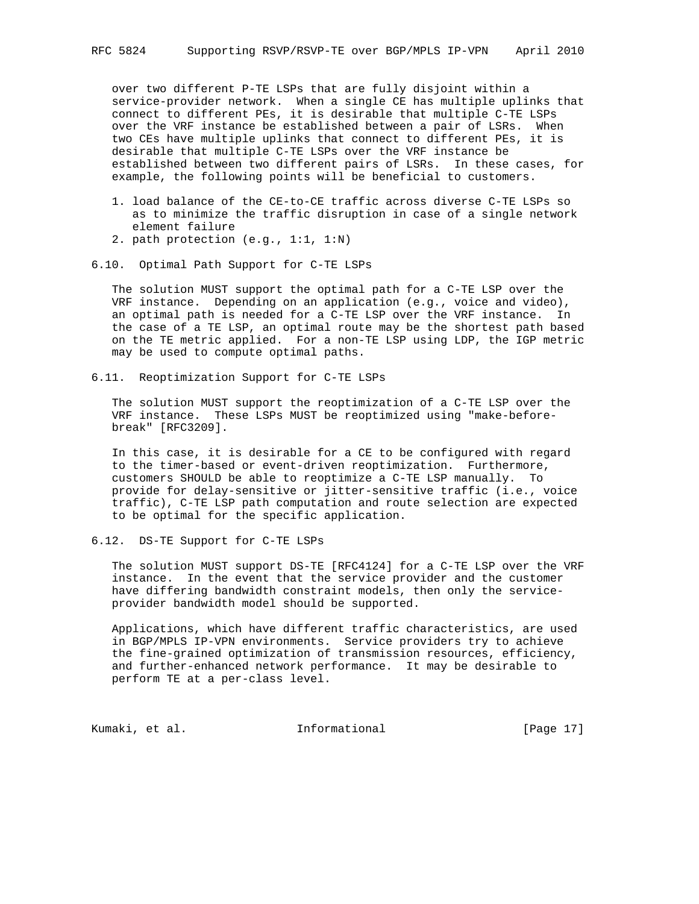over two different P-TE LSPs that are fully disjoint within a service-provider network. When a single CE has multiple uplinks that connect to different PEs, it is desirable that multiple C-TE LSPs over the VRF instance be established between a pair of LSRs. When two CEs have multiple uplinks that connect to different PEs, it is desirable that multiple C-TE LSPs over the VRF instance be established between two different pairs of LSRs. In these cases, for example, the following points will be beneficial to customers.

1. load balance of the CE-to-CE traffic across diverse C-TE LSPs so as to minimize the traffic disruption in case of a single network element failure
2. path protection (e.g., 1:1, 1:N)

### 6.10. Optimal Path Support for C-TE LSPs

The solution MUST support the optimal path for a C-TE LSP over the VRF instance. Depending on an application (e.g., voice and video), an optimal path is needed for a C-TE LSP over the VRF instance. In the case of a TE LSP, an optimal route may be the shortest path based on the TE metric applied. For a non-TE LSP using LDP, the IGP metric may be used to compute optimal paths.

### 6.11. Reoptimization Support for C-TE LSPs

The solution MUST support the reoptimization of a C-TE LSP over the VRF instance. These LSPs MUST be reoptimized using "make-before-break" [RFC3209].

In this case, it is desirable for a CE to be configured with regard to the timer-based or event-driven reoptimization. Furthermore, customers SHOULD be able to reoptimize a C-TE LSP manually. To provide for delay-sensitive or jitter-sensitive traffic (i.e., voice traffic), C-TE LSP path computation and route selection are expected to be optimal for the specific application.

### 6.12. DS-TE Support for C-TE LSPs

The solution MUST support DS-TE [RFC4124] for a C-TE LSP over the VRF instance. In the event that the service provider and the customer have differing bandwidth constraint models, then only the service-provider bandwidth model should be supported.

Applications, which have different traffic characteristics, are used in BGP/MPLS IP-VPN environments. Service providers try to achieve the fine-grained optimization of transmission resources, efficiency, and further-enhanced network performance. It may be desirable to perform TE at a per-class level.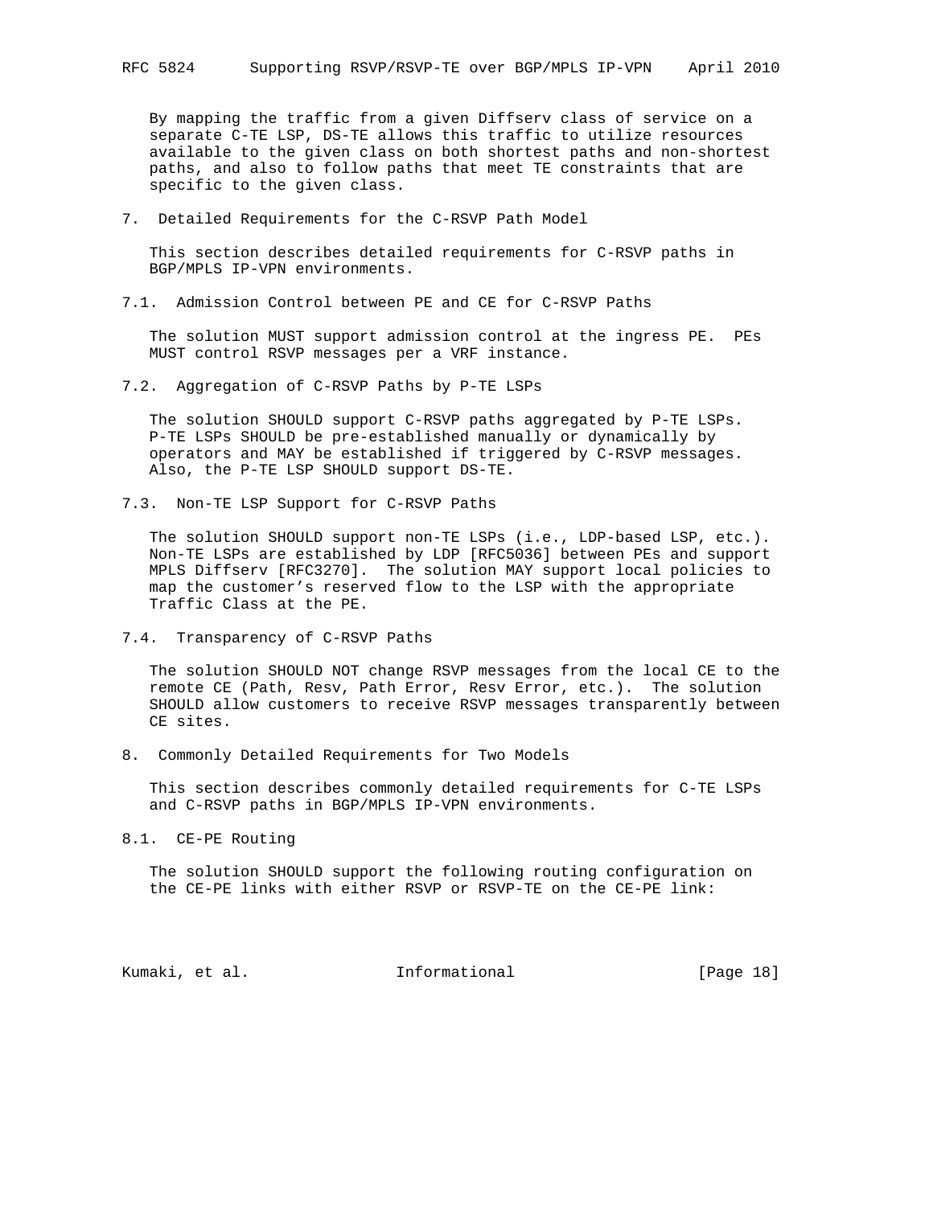By mapping the traffic from a given Diffserv class of service on a separate C-TE LSP, DS-TE allows this traffic to utilize resources available to the given class on both shortest paths and non-shortest paths, and also to follow paths that meet TE constraints that are specific to the given class.

## 7. Detailed Requirements for the C-RSVP Path Model

This section describes detailed requirements for C-RSVP paths in BGP/MPLS IP-VPN environments.

### 7.1. Admission Control between PE and CE for C-RSVP Paths

The solution MUST support admission control at the ingress PE. PEs MUST control RSVP messages per a VRF instance.

### 7.2. Aggregation of C-RSVP Paths by P-TE LSPs

The solution SHOULD support C-RSVP paths aggregated by P-TE LSPs. P-TE LSPs SHOULD be pre-established manually or dynamically by operators and MAY be established if triggered by C-RSVP messages. Also, the P-TE LSP SHOULD support DS-TE.

### 7.3. Non-TE LSP Support for C-RSVP Paths

The solution SHOULD support non-TE LSPs (i.e., LDP-based LSP, etc.). Non-TE LSPs are established by LDP [RFC5036] between PEs and support MPLS Diffserv [RFC3270]. The solution MAY support local policies to map the customer's reserved flow to the LSP with the appropriate Traffic Class at the PE.

### 7.4. Transparency of C-RSVP Paths

The solution SHOULD NOT change RSVP messages from the local CE to the remote CE (Path, Resv, Path Error, Resv Error, etc.). The solution SHOULD allow customers to receive RSVP messages transparently between CE sites.

## 8. Commonly Detailed Requirements for Two Models

This section describes commonly detailed requirements for C-TE LSPs and C-RSVP paths in BGP/MPLS IP-VPN environments.

### 8.1. CE-PE Routing

The solution SHOULD support the following routing configuration on the CE-PE links with either RSVP or RSVP-TE on the CE-PE link: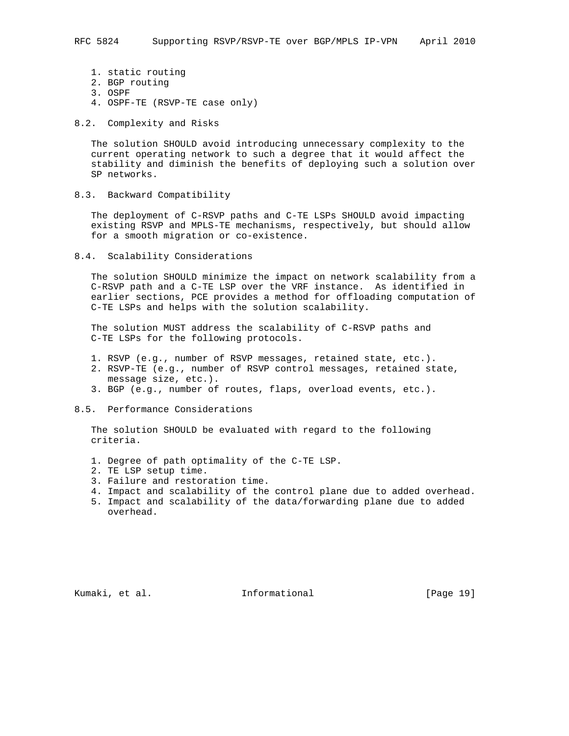1. static routing
2. BGP routing
3. OSPF
4. OSPF-TE (RSVP-TE case only)

### 8.2. Complexity and Risks

The solution SHOULD avoid introducing unnecessary complexity to the current operating network to such a degree that it would affect the stability and diminish the benefits of deploying such a solution over SP networks.

### 8.3. Backward Compatibility

The deployment of C-RSVP paths and C-TE LSPs SHOULD avoid impacting existing RSVP and MPLS-TE mechanisms, respectively, but should allow for a smooth migration or co-existence.

### 8.4. Scalability Considerations

The solution SHOULD minimize the impact on network scalability from a C-RSVP path and a C-TE LSP over the VRF instance. As identified in earlier sections, PCE provides a method for offloading computation of C-TE LSPs and helps with the solution scalability.

The solution MUST address the scalability of C-RSVP paths and C-TE LSPs for the following protocols.

1. RSVP (e.g., number of RSVP messages, retained state, etc.).
2. RSVP-TE (e.g., number of RSVP control messages, retained state, message size, etc.).
3. BGP (e.g., number of routes, flaps, overload events, etc.).

### 8.5. Performance Considerations

The solution SHOULD be evaluated with regard to the following criteria.

1. Degree of path optimality of the C-TE LSP.
2. TE LSP setup time.
3. Failure and restoration time.
4. Impact and scalability of the control plane due to added overhead.
5. Impact and scalability of the data/forwarding plane due to added overhead.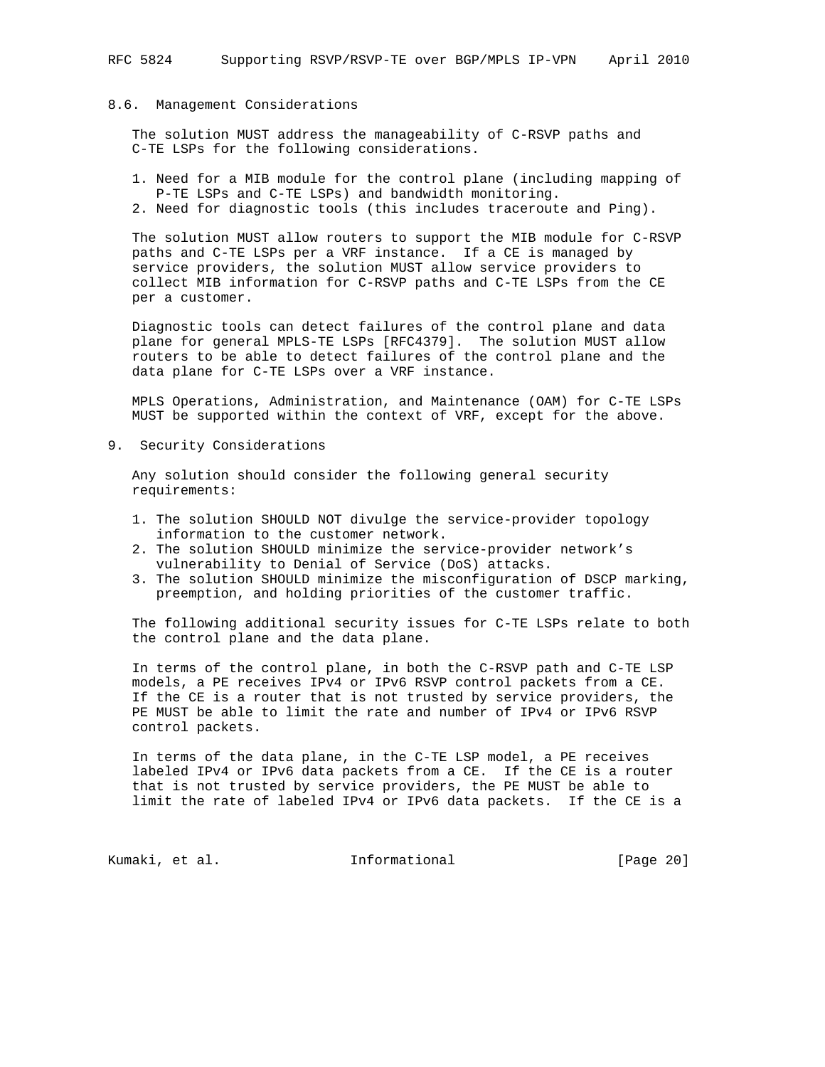### 8.6. Management Considerations

The solution MUST address the manageability of C-RSVP paths and C-TE LSPs for the following considerations.

1. Need for a MIB module for the control plane (including mapping of P-TE LSPs and C-TE LSPs) and bandwidth monitoring.
2. Need for diagnostic tools (this includes traceroute and Ping).

The solution MUST allow routers to support the MIB module for C-RSVP paths and C-TE LSPs per a VRF instance. If a CE is managed by service providers, the solution MUST allow service providers to collect MIB information for C-RSVP paths and C-TE LSPs from the CE per a customer.

Diagnostic tools can detect failures of the control plane and data plane for general MPLS-TE LSPs [RFC4379]. The solution MUST allow routers to be able to detect failures of the control plane and the data plane for C-TE LSPs over a VRF instance.

MPLS Operations, Administration, and Maintenance (OAM) for C-TE LSPs MUST be supported within the context of VRF, except for the above.

## 9. Security Considerations

Any solution should consider the following general security requirements:

1. The solution SHOULD NOT divulge the service-provider topology information to the customer network.
2. The solution SHOULD minimize the service-provider network's vulnerability to Denial of Service (DoS) attacks.
3. The solution SHOULD minimize the misconfiguration of DSCP marking, preemption, and holding priorities of the customer traffic.

The following additional security issues for C-TE LSPs relate to both the control plane and the data plane.

In terms of the control plane, in both the C-RSVP path and C-TE LSP models, a PE receives IPv4 or IPv6 RSVP control packets from a CE. If the CE is a router that is not trusted by service providers, the PE MUST be able to limit the rate and number of IPv4 or IPv6 RSVP control packets.

In terms of the data plane, in the C-TE LSP model, a PE receives labeled IPv4 or IPv6 data packets from a CE. If the CE is a router that is not trusted by service providers, the PE MUST be able to limit the rate of labeled IPv4 or IPv6 data packets. If the CE is a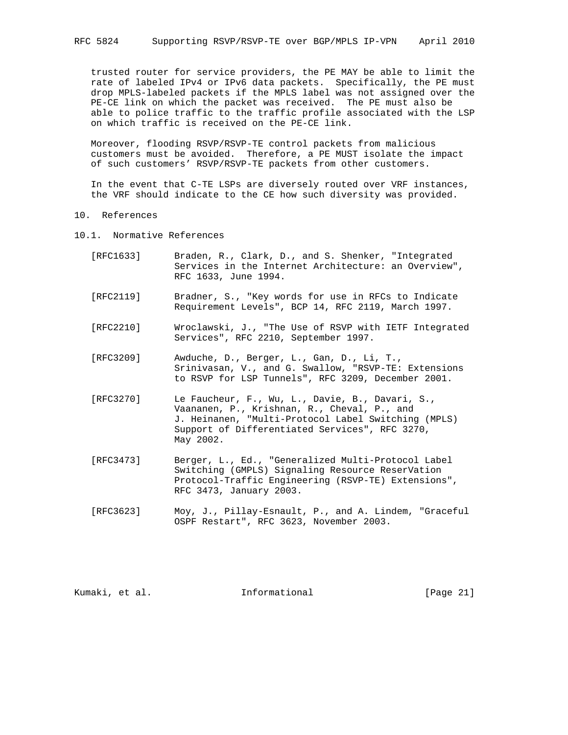trusted router for service providers, the PE MAY be able to limit the rate of labeled IPv4 or IPv6 data packets. Specifically, the PE must drop MPLS-labeled packets if the MPLS label was not assigned over the PE-CE link on which the packet was received. The PE must also be able to police traffic to the traffic profile associated with the LSP on which traffic is received on the PE-CE link.

Moreover, flooding RSVP/RSVP-TE control packets from malicious customers must be avoided. Therefore, a PE MUST isolate the impact of such customers' RSVP/RSVP-TE packets from other customers.

In the event that C-TE LSPs are diversely routed over VRF instances, the VRF should indicate to the CE how such diversity was provided.

## 10. References

### 10.1. Normative References

[RFC1633] Braden, R., Clark, D., and S. Shenker, "Integrated Services in the Internet Architecture: an Overview", RFC 1633, June 1994.

[RFC2119] Bradner, S., "Key words for use in RFCs to Indicate Requirement Levels", BCP 14, RFC 2119, March 1997.

[RFC2210] Wroclawski, J., "The Use of RSVP with IETF Integrated Services", RFC 2210, September 1997.

[RFC3209] Awduche, D., Berger, L., Gan, D., Li, T., Srinivasan, V., and G. Swallow, "RSVP-TE: Extensions to RSVP for LSP Tunnels", RFC 3209, December 2001.

[RFC3270] Le Faucheur, F., Wu, L., Davie, B., Davari, S., Vaananen, P., Krishnan, R., Cheval, P., and J. Heinanen, "Multi-Protocol Label Switching (MPLS) Support of Differentiated Services", RFC 3270, May 2002.

[RFC3473] Berger, L., Ed., "Generalized Multi-Protocol Label Switching (GMPLS) Signaling Resource ReserVation Protocol-Traffic Engineering (RSVP-TE) Extensions", RFC 3473, January 2003.

[RFC3623] Moy, J., Pillay-Esnault, P., and A. Lindem, "Graceful OSPF Restart", RFC 3623, November 2003.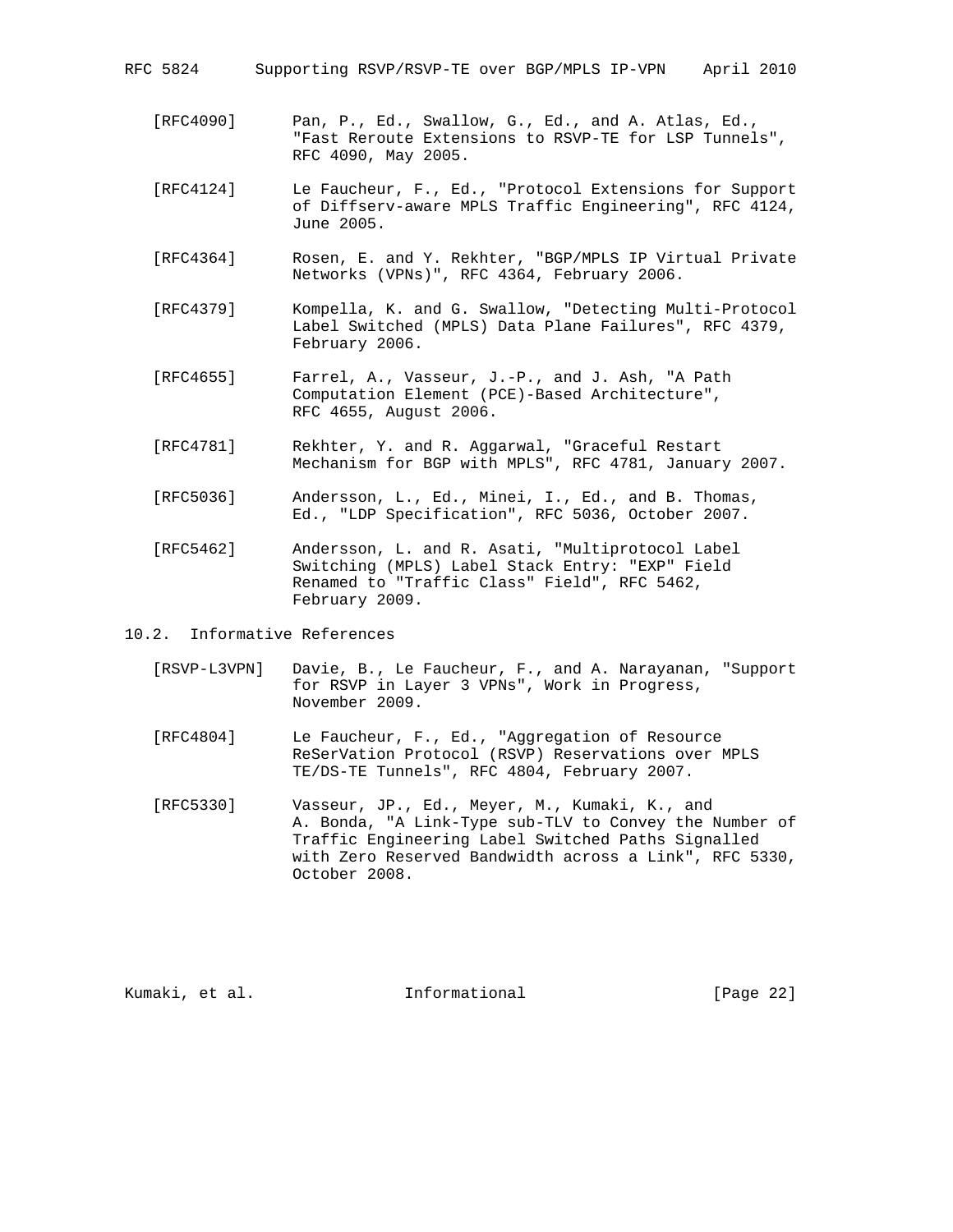[RFC4090] Pan, P., Ed., Swallow, G., Ed., and A. Atlas, Ed., "Fast Reroute Extensions to RSVP-TE for LSP Tunnels", RFC 4090, May 2005.

[RFC4124] Le Faucheur, F., Ed., "Protocol Extensions for Support of Diffserv-aware MPLS Traffic Engineering", RFC 4124, June 2005.

[RFC4364] Rosen, E. and Y. Rekhter, "BGP/MPLS IP Virtual Private Networks (VPNs)", RFC 4364, February 2006.

[RFC4379] Kompella, K. and G. Swallow, "Detecting Multi-Protocol Label Switched (MPLS) Data Plane Failures", RFC 4379, February 2006.

[RFC4655] Farrel, A., Vasseur, J.-P., and J. Ash, "A Path Computation Element (PCE)-Based Architecture", RFC 4655, August 2006.

[RFC4781] Rekhter, Y. and R. Aggarwal, "Graceful Restart Mechanism for BGP with MPLS", RFC 4781, January 2007.

[RFC5036] Andersson, L., Ed., Minei, I., Ed., and B. Thomas, Ed., "LDP Specification", RFC 5036, October 2007.

[RFC5462] Andersson, L. and R. Asati, "Multiprotocol Label Switching (MPLS) Label Stack Entry: "EXP" Field Renamed to "Traffic Class" Field", RFC 5462, February 2009.

## 10.2. Informative References

[RSVP-L3VPN] Davie, B., Le Faucheur, F., and A. Narayanan, "Support for RSVP in Layer 3 VPNs", Work in Progress, November 2009.

[RFC4804] Le Faucheur, F., Ed., "Aggregation of Resource ReSerVation Protocol (RSVP) Reservations over MPLS TE/DS-TE Tunnels", RFC 4804, February 2007.

[RFC5330] Vasseur, JP., Ed., Meyer, M., Kumaki, K., and A. Bonda, "A Link-Type sub-TLV to Convey the Number of Traffic Engineering Label Switched Paths Signalled with Zero Reserved Bandwidth across a Link", RFC 5330, October 2008.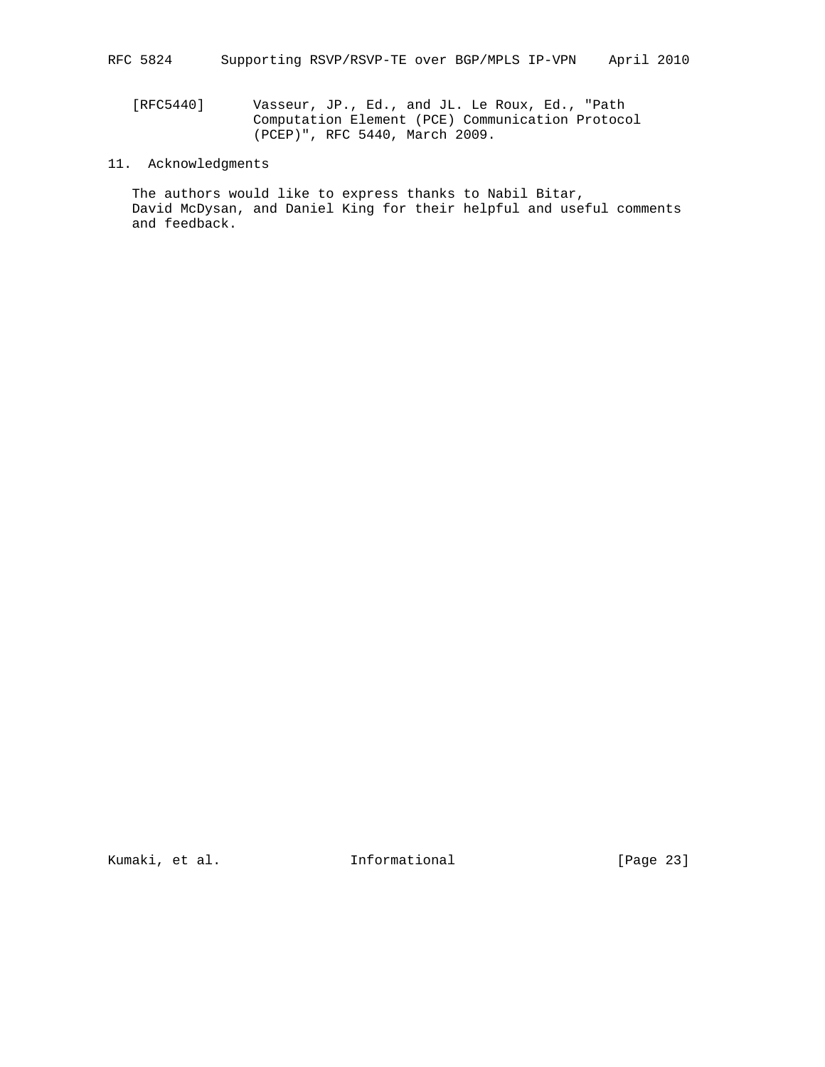[RFC5440] Vasseur, JP., Ed., and JL. Le Roux, Ed., "Path Computation Element (PCE) Communication Protocol (PCEP)", RFC 5440, March 2009.

## 11. Acknowledgments

The authors would like to express thanks to Nabil Bitar, David McDysan, and Daniel King for their helpful and useful comments and feedback.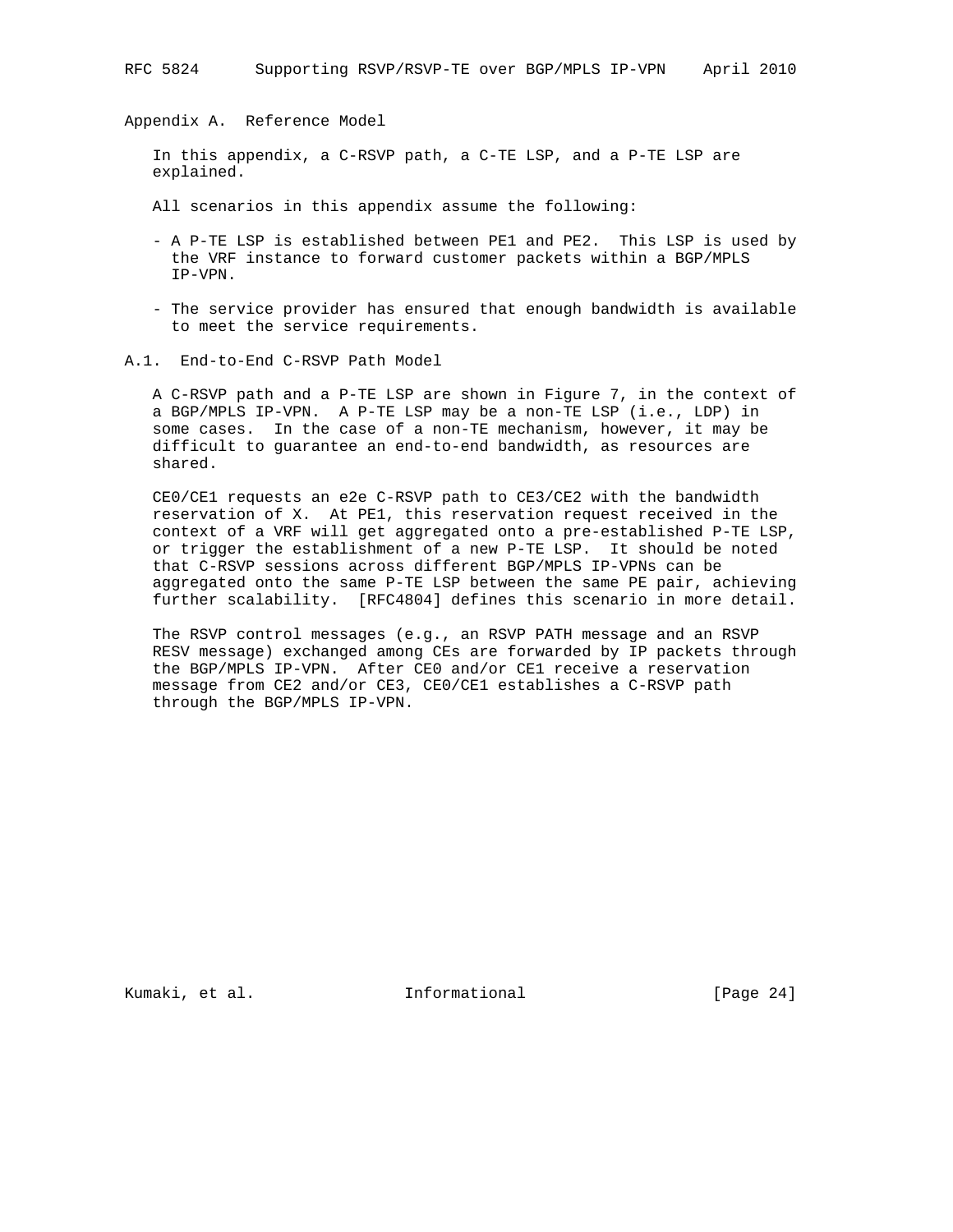# Appendix A. Reference Model

In this appendix, a C-RSVP path, a C-TE LSP, and a P-TE LSP are explained.

All scenarios in this appendix assume the following:

- A P-TE LSP is established between PE1 and PE2. This LSP is used by the VRF instance to forward customer packets within a BGP/MPLS IP-VPN.

- The service provider has ensured that enough bandwidth is available to meet the service requirements.

## A.1. End-to-End C-RSVP Path Model

A C-RSVP path and a P-TE LSP are shown in Figure 7, in the context of a BGP/MPLS IP-VPN. A P-TE LSP may be a non-TE LSP (i.e., LDP) in some cases. In the case of a non-TE mechanism, however, it may be difficult to guarantee an end-to-end bandwidth, as resources are shared.

CE0/CE1 requests an e2e C-RSVP path to CE3/CE2 with the bandwidth reservation of X. At PE1, this reservation request received in the context of a VRF will get aggregated onto a pre-established P-TE LSP, or trigger the establishment of a new P-TE LSP. It should be noted that C-RSVP sessions across different BGP/MPLS IP-VPNs can be aggregated onto the same P-TE LSP between the same PE pair, achieving further scalability. [RFC4804] defines this scenario in more detail.

The RSVP control messages (e.g., an RSVP PATH message and an RSVP RESV message) exchanged among CEs are forwarded by IP packets through the BGP/MPLS IP-VPN. After CE0 and/or CE1 receive a reservation message from CE2 and/or CE3, CE0/CE1 establishes a C-RSVP path through the BGP/MPLS IP-VPN.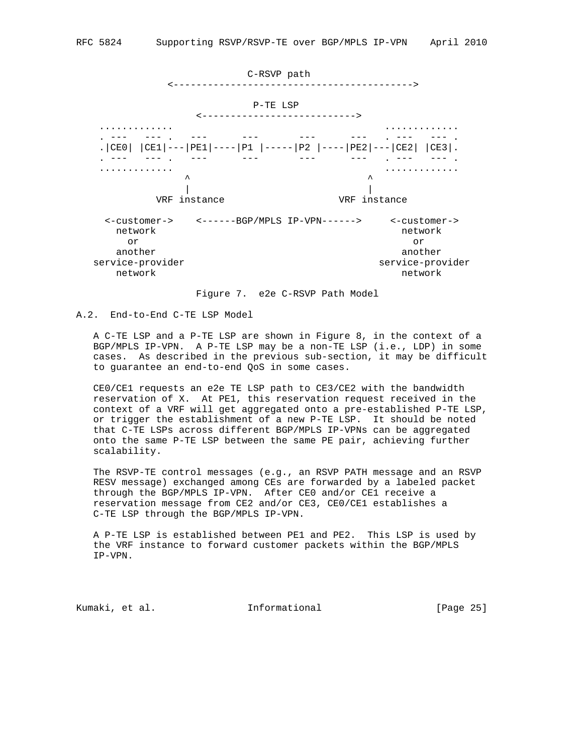```
                           C-RSVP path
           <------------------------------------------>

                           P-TE LSP
               <--------------------------->
   ............                                  ............
   . ---   --- .   ---      ---       ---      ---   . ---   --- .
   .|CE0| |CE1|---|PE1|----|P1 |-----|P2 |----|PE2|---|CE2| |CE3|.
   . ---   --- .   ---      ---       ---      ---   . ---   --- .
   ............                                  ............
                ^                              ^
                |                              |
           VRF instance                   VRF instance

    <-customer->    <------BGP/MPLS IP-VPN------>     <-customer->
      network                                            network
        or                                                 or
      another                                            another
  service-provider                                  service-provider
      network                                            network
```

Figure 7. e2e C-RSVP Path Model

## A.2. End-to-End C-TE LSP Model

A C-TE LSP and a P-TE LSP are shown in Figure 8, in the context of a BGP/MPLS IP-VPN. A P-TE LSP may be a non-TE LSP (i.e., LDP) in some cases. As described in the previous sub-section, it may be difficult to guarantee an end-to-end QoS in some cases.

CE0/CE1 requests an e2e TE LSP path to CE3/CE2 with the bandwidth reservation of X. At PE1, this reservation request received in the context of a VRF will get aggregated onto a pre-established P-TE LSP, or trigger the establishment of a new P-TE LSP. It should be noted that C-TE LSPs across different BGP/MPLS IP-VPNs can be aggregated onto the same P-TE LSP between the same PE pair, achieving further scalability.

The RSVP-TE control messages (e.g., an RSVP PATH message and an RSVP RESV message) exchanged among CEs are forwarded by a labeled packet through the BGP/MPLS IP-VPN. After CE0 and/or CE1 receive a reservation message from CE2 and/or CE3, CE0/CE1 establishes a C-TE LSP through the BGP/MPLS IP-VPN.

A P-TE LSP is established between PE1 and PE2. This LSP is used by the VRF instance to forward customer packets within the BGP/MPLS IP-VPN.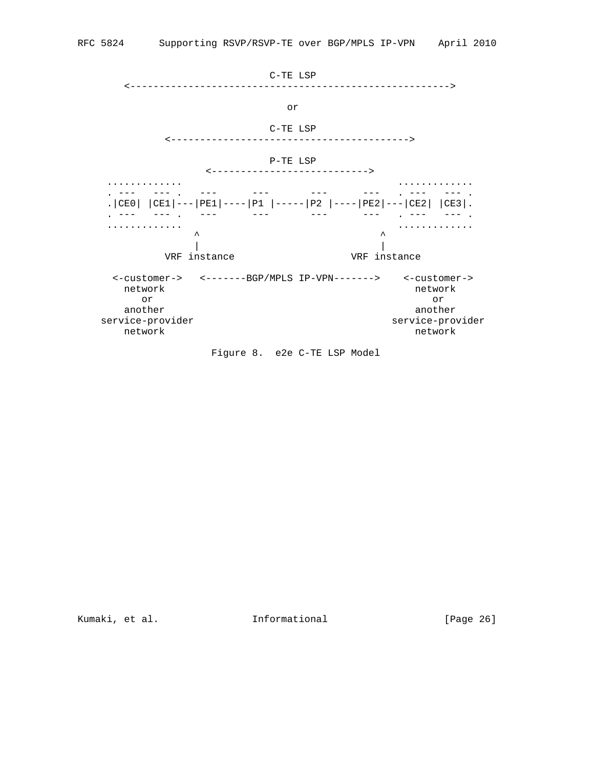```
                              C-TE LSP
       <-------------------------------------------------------->

                                  or

                              C-TE LSP
              <----------------------------------------->

                              P-TE LSP
                     <--------------------------->
    ............                                       ............
    . ---   --- .   ---      ---       ---      ---   . ---   --- .
    .|CE0| |CE1|---|PE1|----|P1 |-----|P2 |----|PE2|---|CE2| |CE3|.
    . ---   --- .   ---      ---       ---      ---   . ---   --- .
    ............                                       ............
                  ^                                ^
                  |                                |
             VRF instance                     VRF instance

      <-customer->   <-------BGP/MPLS IP-VPN------->    <-customer->
        network                                          network
          or                                               or
        another                                          another
    service-provider                                 service-provider
        network                                          network
```

Figure 8. e2e C-TE LSP Model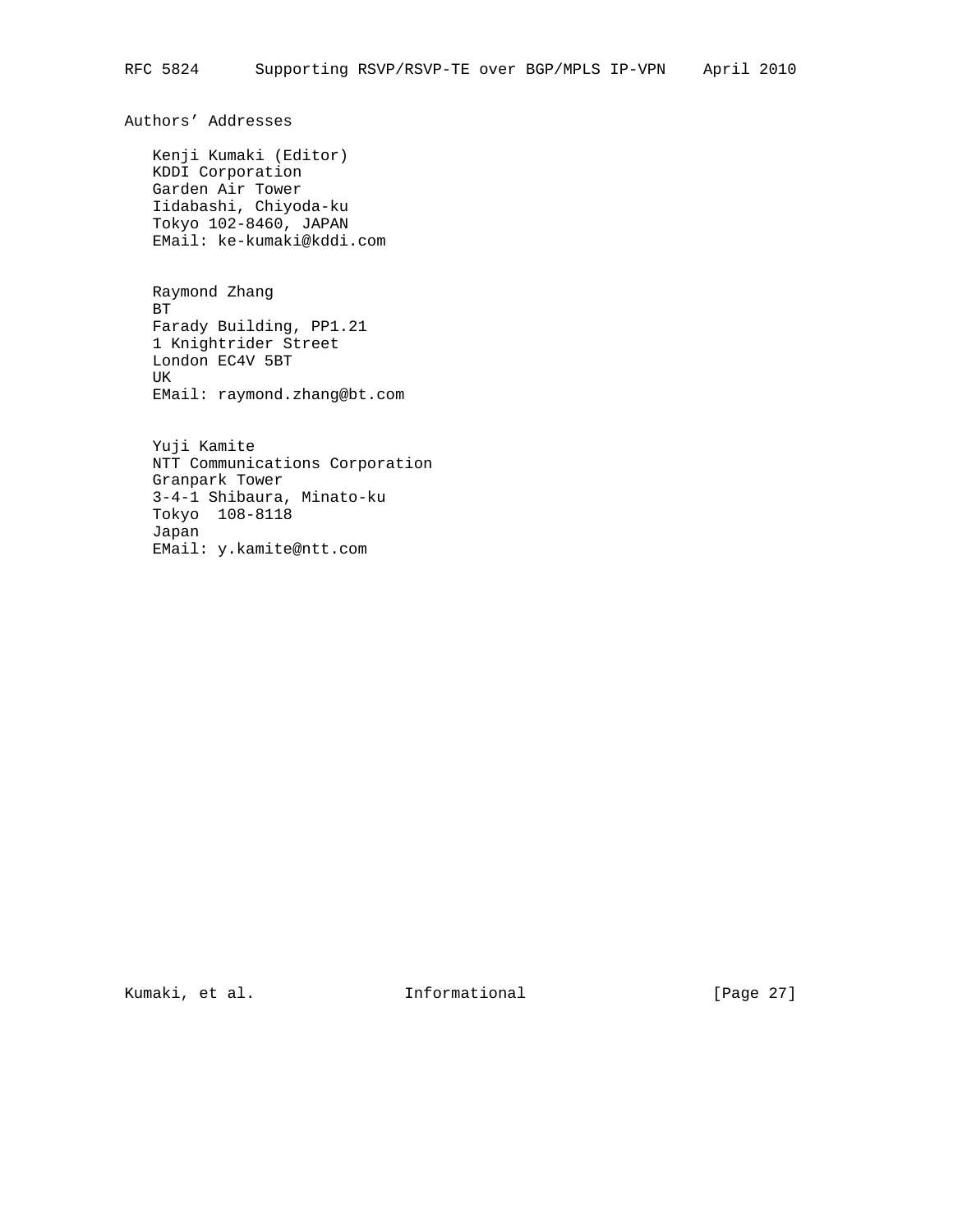## Authors' Addresses

Kenji Kumaki (Editor)
KDDI Corporation
Garden Air Tower
Iidabashi, Chiyoda-ku
Tokyo 102-8460, JAPAN
EMail: ke-kumaki@kddi.com

Raymond Zhang
BT
Farady Building, PP1.21
1 Knightrider Street
London EC4V 5BT
UK
EMail: raymond.zhang@bt.com

Yuji Kamite
NTT Communications Corporation
Granpark Tower
3-4-1 Shibaura, Minato-ku
Tokyo  108-8118
Japan
EMail: y.kamite@ntt.com